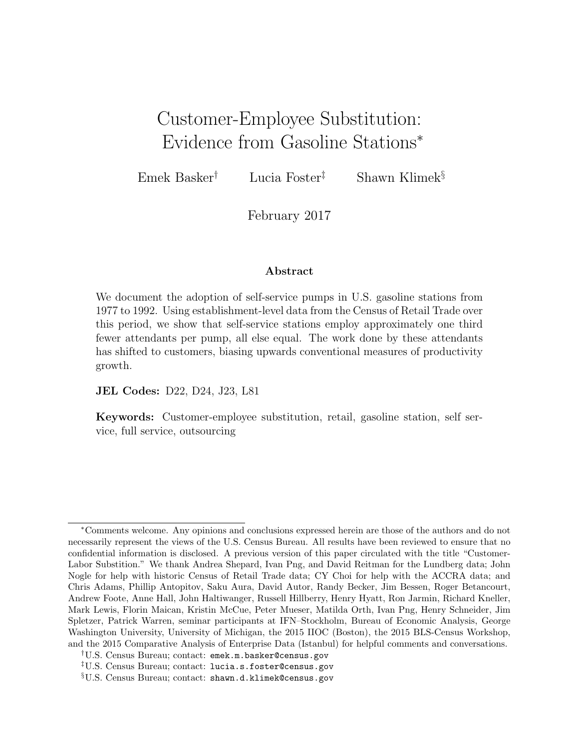# Customer-Employee Substitution: Evidence from Gasoline Stations*

Emek Basker[†] Lucia Foster[‡] Shawn Klimek[§]

February 2017

## Abstract

We document the adoption of self-service pumps in U.S. gasoline stations from 1977 to 1992. Using establishment-level data from the Census of Retail Trade over this period, we show that self-service stations employ approximately one third fewer attendants per pump, all else equal. The work done by these attendants has shifted to customers, biasing upwards conventional measures of productivity growth.

**JEL Codes:** D22, D24, J23, L81

**Keywords:** Customer-employee substitution, retail, gasoline station, self service, full service, outsourcing

---

*Comments welcome. Any opinions and conclusions expressed herein are those of the authors and do not necessarily represent the views of the U.S. Census Bureau. All results have been reviewed to ensure that no confidential information is disclosed. A previous version of this paper circulated with the title "Customer-Labor Substitution." We thank Andrea Shepard, Ivan Png, and David Reitman for the Lundberg data; John Nogle for help with historic Census of Retail Trade data; CY Choi for help with the ACCRA data; and Chris Adams, Phillip Antopitov, Saku Aura, David Autor, Randy Becker, Jim Bessen, Roger Betancourt, Andrew Foote, Anne Hall, John Haltiwanger, Russell Hillberry, Henry Hyatt, Ron Jarmin, Richard Kneller, Mark Lewis, Florin Maican, Kristin McCue, Peter Mueser, Matilda Orth, Ivan Png, Henry Schneider, Jim Spletzer, Patrick Warren, seminar participants at IFN–Stockholm, Bureau of Economic Analysis, George Washington University, University of Michigan, the 2015 IIOC (Boston), the 2015 BLS-Census Workshop, and the 2015 Comparative Analysis of Enterprise Data (Istanbul) for helpful comments and conversations.

[†]U.S. Census Bureau; contact: emek.m.basker@census.gov

[‡]U.S. Census Bureau; contact: lucia.s.foster@census.gov

[§]U.S. Census Bureau; contact: shawn.d.klimek@census.gov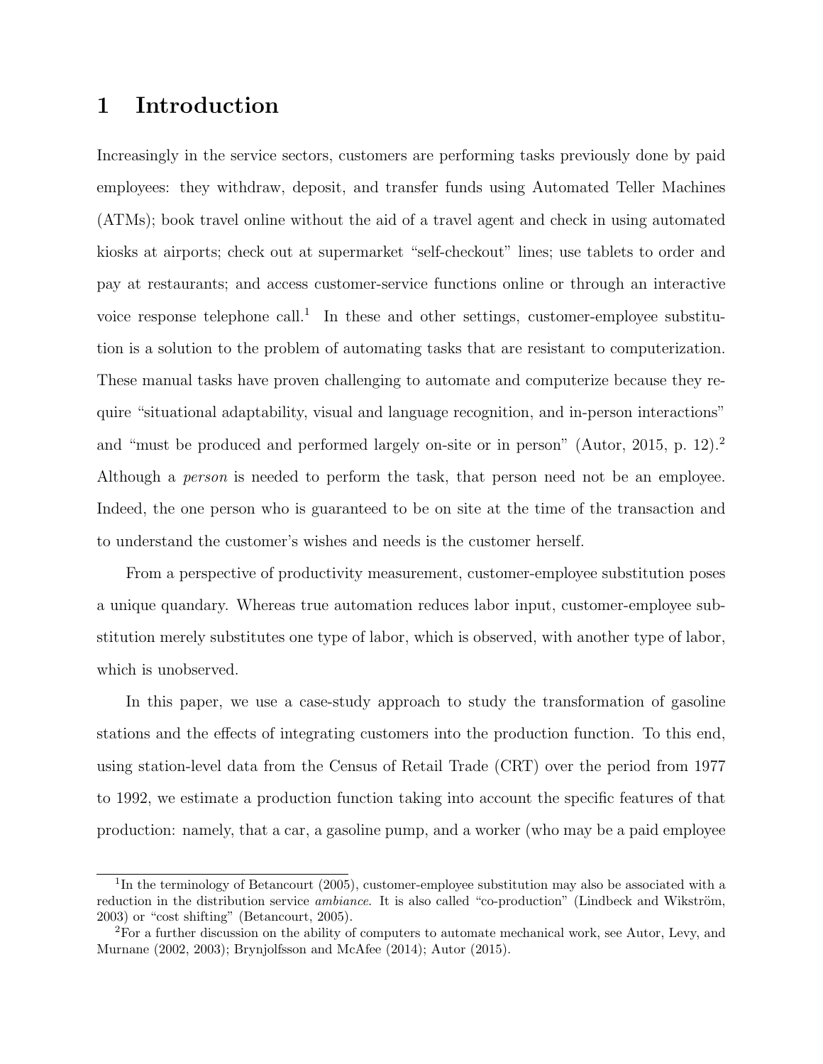# 1 Introduction

Increasingly in the service sectors, customers are performing tasks previously done by paid employees: they withdraw, deposit, and transfer funds using Automated Teller Machines (ATMs); book travel online without the aid of a travel agent and check in using automated kiosks at airports; check out at supermarket "self-checkout" lines; use tablets to order and pay at restaurants; and access customer-service functions online or through an interactive voice response telephone call.[1] In these and other settings, customer-employee substitution is a solution to the problem of automating tasks that are resistant to computerization. These manual tasks have proven challenging to automate and computerize because they require "situational adaptability, visual and language recognition, and in-person interactions" and "must be produced and performed largely on-site or in person" (Autor, 2015, p. 12).[2] Although a *person* is needed to perform the task, that person need not be an employee. Indeed, the one person who is guaranteed to be on site at the time of the transaction and to understand the customer's wishes and needs is the customer herself.

From a perspective of productivity measurement, customer-employee substitution poses a unique quandary. Whereas true automation reduces labor input, customer-employee substitution merely substitutes one type of labor, which is observed, with another type of labor, which is unobserved.

In this paper, we use a case-study approach to study the transformation of gasoline stations and the effects of integrating customers into the production function. To this end, using station-level data from the Census of Retail Trade (CRT) over the period from 1977 to 1992, we estimate a production function taking into account the specific features of that production: namely, that a car, a gasoline pump, and a worker (who may be a paid employee

---

[1] In the terminology of Betancourt (2005), customer-employee substitution may also be associated with a reduction in the distribution service *ambiance*. It is also called "co-production" (Lindbeck and Wikström, 2003) or "cost shifting" (Betancourt, 2005).

[2] For a further discussion on the ability of computers to automate mechanical work, see Autor, Levy, and Murnane (2002, 2003); Brynjolfsson and McAfee (2014); Autor (2015).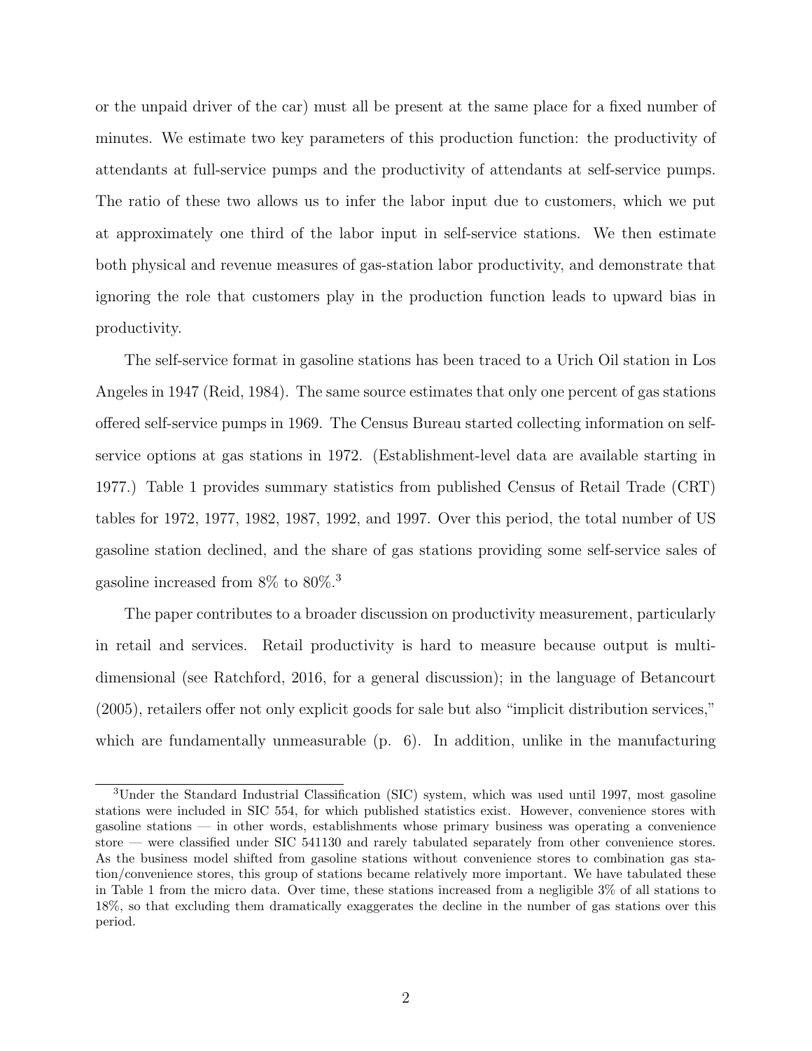or the unpaid driver of the car) must all be present at the same place for a fixed number of minutes. We estimate two key parameters of this production function: the productivity of attendants at full-service pumps and the productivity of attendants at self-service pumps. The ratio of these two allows us to infer the labor input due to customers, which we put at approximately one third of the labor input in self-service stations. We then estimate both physical and revenue measures of gas-station labor productivity, and demonstrate that ignoring the role that customers play in the production function leads to upward bias in productivity.

The self-service format in gasoline stations has been traced to a Urich Oil station in Los Angeles in 1947 (Reid, 1984). The same source estimates that only one percent of gas stations offered self-service pumps in 1969. The Census Bureau started collecting information on self-service options at gas stations in 1972. (Establishment-level data are available starting in 1977.) Table 1 provides summary statistics from published Census of Retail Trade (CRT) tables for 1972, 1977, 1982, 1987, 1992, and 1997. Over this period, the total number of US gasoline station declined, and the share of gas stations providing some self-service sales of gasoline increased from 8% to 80%.[3]

The paper contributes to a broader discussion on productivity measurement, particularly in retail and services. Retail productivity is hard to measure because output is multi-dimensional (see Ratchford, 2016, for a general discussion); in the language of Betancourt (2005), retailers offer not only explicit goods for sale but also "implicit distribution services," which are fundamentally unmeasurable (p. 6). In addition, unlike in the manufacturing

[3]Under the Standard Industrial Classification (SIC) system, which was used until 1997, most gasoline stations were included in SIC 554, for which published statistics exist. However, convenience stores with gasoline stations — in other words, establishments whose primary business was operating a convenience store — were classified under SIC 541130 and rarely tabulated separately from other convenience stores. As the business model shifted from gasoline stations without convenience stores to combination gas station/convenience stores, this group of stations became relatively more important. We have tabulated these in Table 1 from the micro data. Over time, these stations increased from a negligible 3% of all stations to 18%, so that excluding them dramatically exaggerates the decline in the number of gas stations over this period.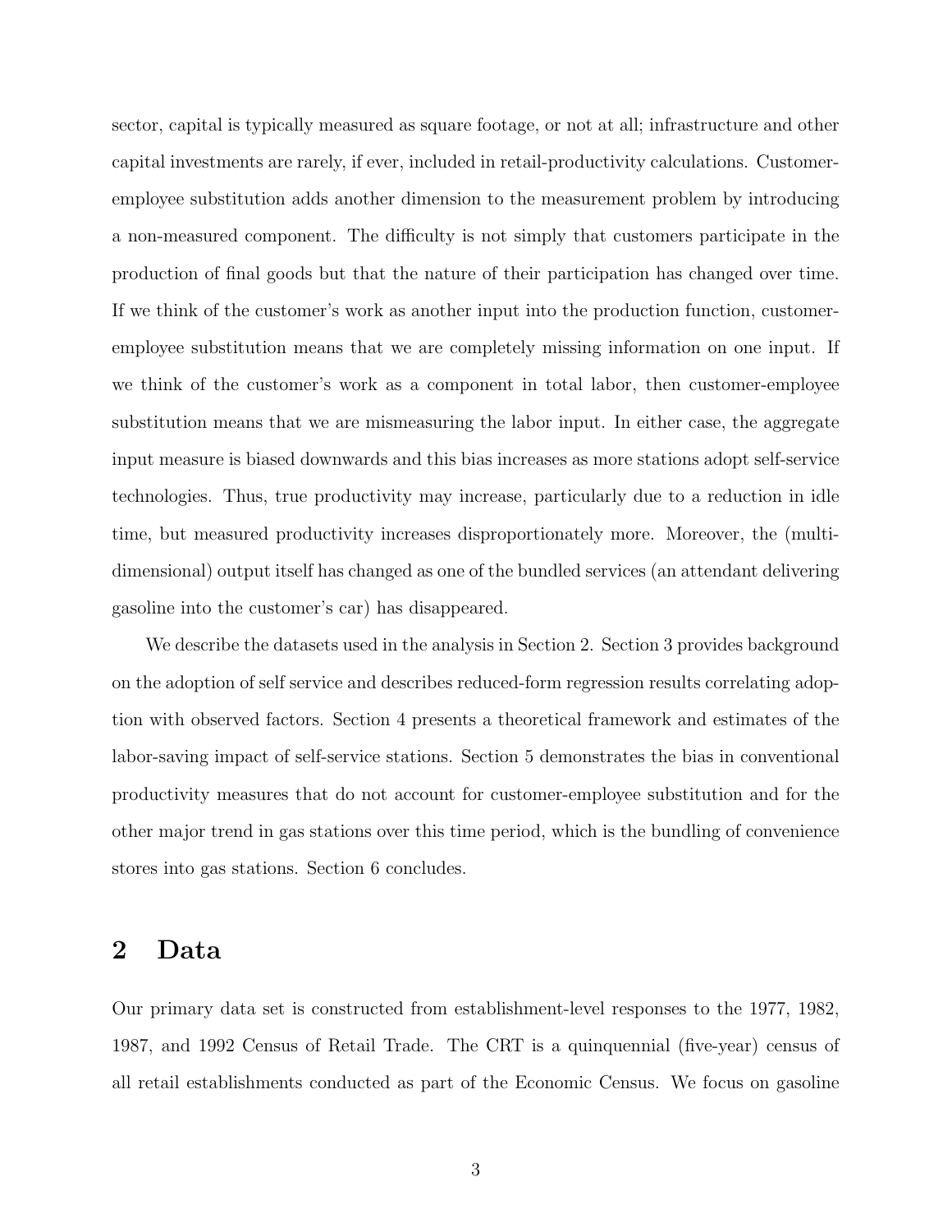sector, capital is typically measured as square footage, or not at all; infrastructure and other capital investments are rarely, if ever, included in retail-productivity calculations. Customer-employee substitution adds another dimension to the measurement problem by introducing a non-measured component. The difficulty is not simply that customers participate in the production of final goods but that the nature of their participation has changed over time. If we think of the customer's work as another input into the production function, customer-employee substitution means that we are completely missing information on one input. If we think of the customer's work as a component in total labor, then customer-employee substitution means that we are mismeasuring the labor input. In either case, the aggregate input measure is biased downwards and this bias increases as more stations adopt self-service technologies. Thus, true productivity may increase, particularly due to a reduction in idle time, but measured productivity increases disproportionately more. Moreover, the (multi-dimensional) output itself has changed as one of the bundled services (an attendant delivering gasoline into the customer's car) has disappeared.

We describe the datasets used in the analysis in Section 2. Section 3 provides background on the adoption of self service and describes reduced-form regression results correlating adoption with observed factors. Section 4 presents a theoretical framework and estimates of the labor-saving impact of self-service stations. Section 5 demonstrates the bias in conventional productivity measures that do not account for customer-employee substitution and for the other major trend in gas stations over this time period, which is the bundling of convenience stores into gas stations. Section 6 concludes.

## 2 Data

Our primary data set is constructed from establishment-level responses to the 1977, 1982, 1987, and 1992 Census of Retail Trade. The CRT is a quinquennial (five-year) census of all retail establishments conducted as part of the Economic Census. We focus on gasoline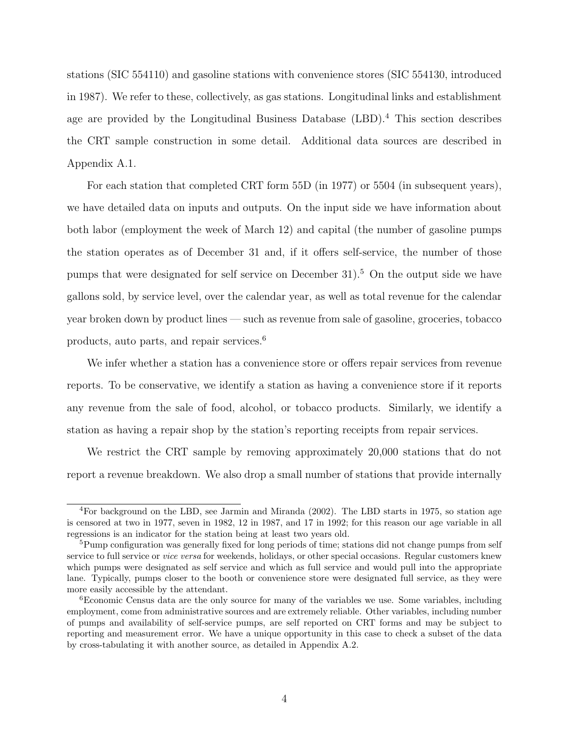stations (SIC 554110) and gasoline stations with convenience stores (SIC 554130, introduced in 1987). We refer to these, collectively, as gas stations. Longitudinal links and establishment age are provided by the Longitudinal Business Database (LBD).[4] This section describes the CRT sample construction in some detail. Additional data sources are described in Appendix A.1.

For each station that completed CRT form 55D (in 1977) or 5504 (in subsequent years), we have detailed data on inputs and outputs. On the input side we have information about both labor (employment the week of March 12) and capital (the number of gasoline pumps the station operates as of December 31 and, if it offers self-service, the number of those pumps that were designated for self service on December 31).[5] On the output side we have gallons sold, by service level, over the calendar year, as well as total revenue for the calendar year broken down by product lines — such as revenue from sale of gasoline, groceries, tobacco products, auto parts, and repair services.[6]

We infer whether a station has a convenience store or offers repair services from revenue reports. To be conservative, we identify a station as having a convenience store if it reports any revenue from the sale of food, alcohol, or tobacco products. Similarly, we identify a station as having a repair shop by the station's reporting receipts from repair services.

We restrict the CRT sample by removing approximately 20,000 stations that do not report a revenue breakdown. We also drop a small number of stations that provide internally

---

[4] For background on the LBD, see Jarmin and Miranda (2002). The LBD starts in 1975, so station age is censored at two in 1977, seven in 1982, 12 in 1987, and 17 in 1992; for this reason our age variable in all regressions is an indicator for the station being at least two years old.

[5] Pump configuration was generally fixed for long periods of time; stations did not change pumps from self service to full service or *vice versa* for weekends, holidays, or other special occasions. Regular customers knew which pumps were designated as self service and which as full service and would pull into the appropriate lane. Typically, pumps closer to the booth or convenience store were designated full service, as they were more easily accessible by the attendant.

[6] Economic Census data are the only source for many of the variables we use. Some variables, including employment, come from administrative sources and are extremely reliable. Other variables, including number of pumps and availability of self-service pumps, are self reported on CRT forms and may be subject to reporting and measurement error. We have a unique opportunity in this case to check a subset of the data by cross-tabulating it with another source, as detailed in Appendix A.2.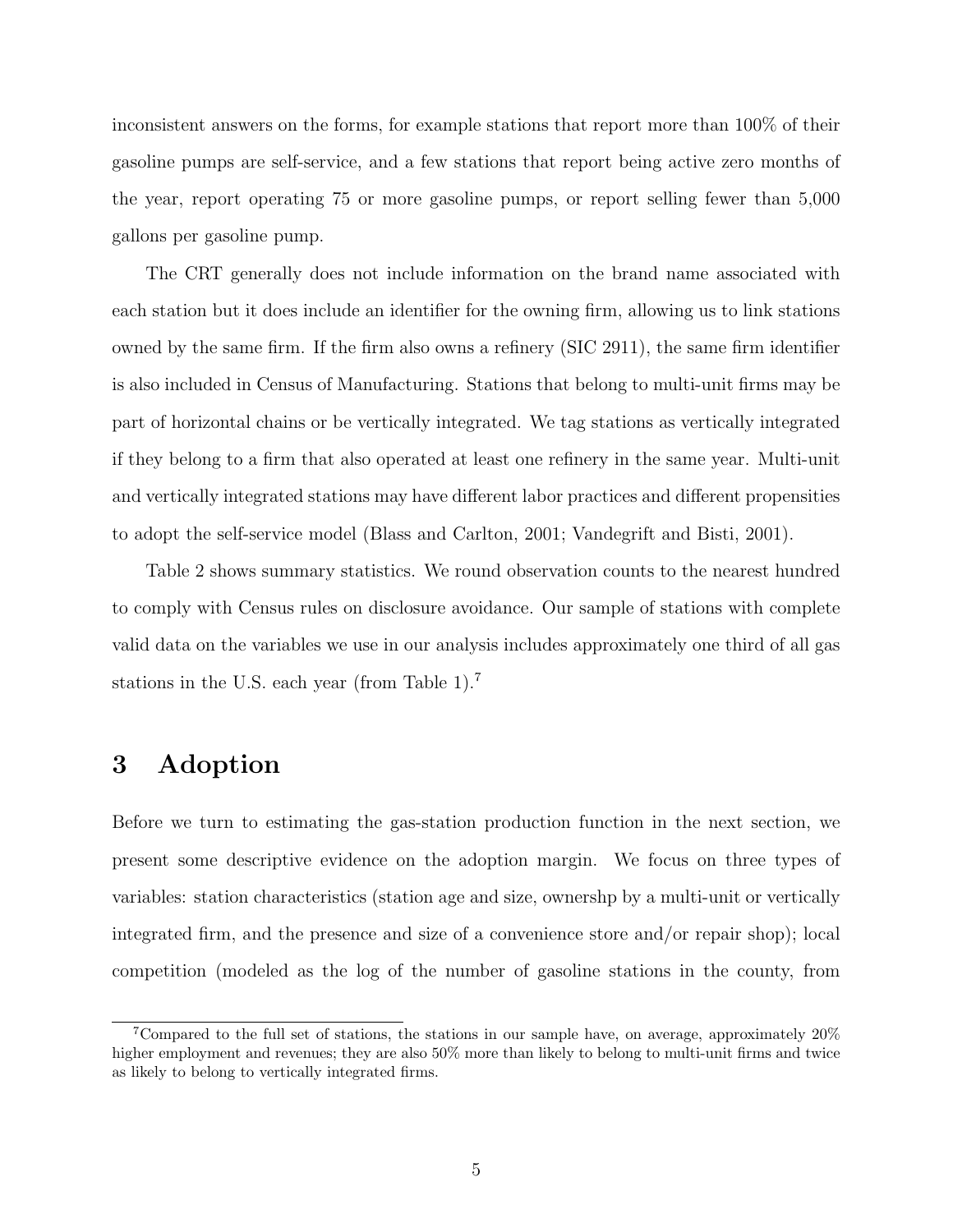inconsistent answers on the forms, for example stations that report more than 100% of their gasoline pumps are self-service, and a few stations that report being active zero months of the year, report operating 75 or more gasoline pumps, or report selling fewer than 5,000 gallons per gasoline pump.

The CRT generally does not include information on the brand name associated with each station but it does include an identifier for the owning firm, allowing us to link stations owned by the same firm. If the firm also owns a refinery (SIC 2911), the same firm identifier is also included in Census of Manufacturing. Stations that belong to multi-unit firms may be part of horizontal chains or be vertically integrated. We tag stations as vertically integrated if they belong to a firm that also operated at least one refinery in the same year. Multi-unit and vertically integrated stations may have different labor practices and different propensities to adopt the self-service model (Blass and Carlton, 2001; Vandegrift and Bisti, 2001).

Table 2 shows summary statistics. We round observation counts to the nearest hundred to comply with Census rules on disclosure avoidance. Our sample of stations with complete valid data on the variables we use in our analysis includes approximately one third of all gas stations in the U.S. each year (from Table 1).[7]

# 3 Adoption

Before we turn to estimating the gas-station production function in the next section, we present some descriptive evidence on the adoption margin. We focus on three types of variables: station characteristics (station age and size, ownershp by a multi-unit or vertically integrated firm, and the presence and size of a convenience store and/or repair shop); local competition (modeled as the log of the number of gasoline stations in the county, from

[7] Compared to the full set of stations, the stations in our sample have, on average, approximately 20% higher employment and revenues; they are also 50% more than likely to belong to multi-unit firms and twice as likely to belong to vertically integrated firms.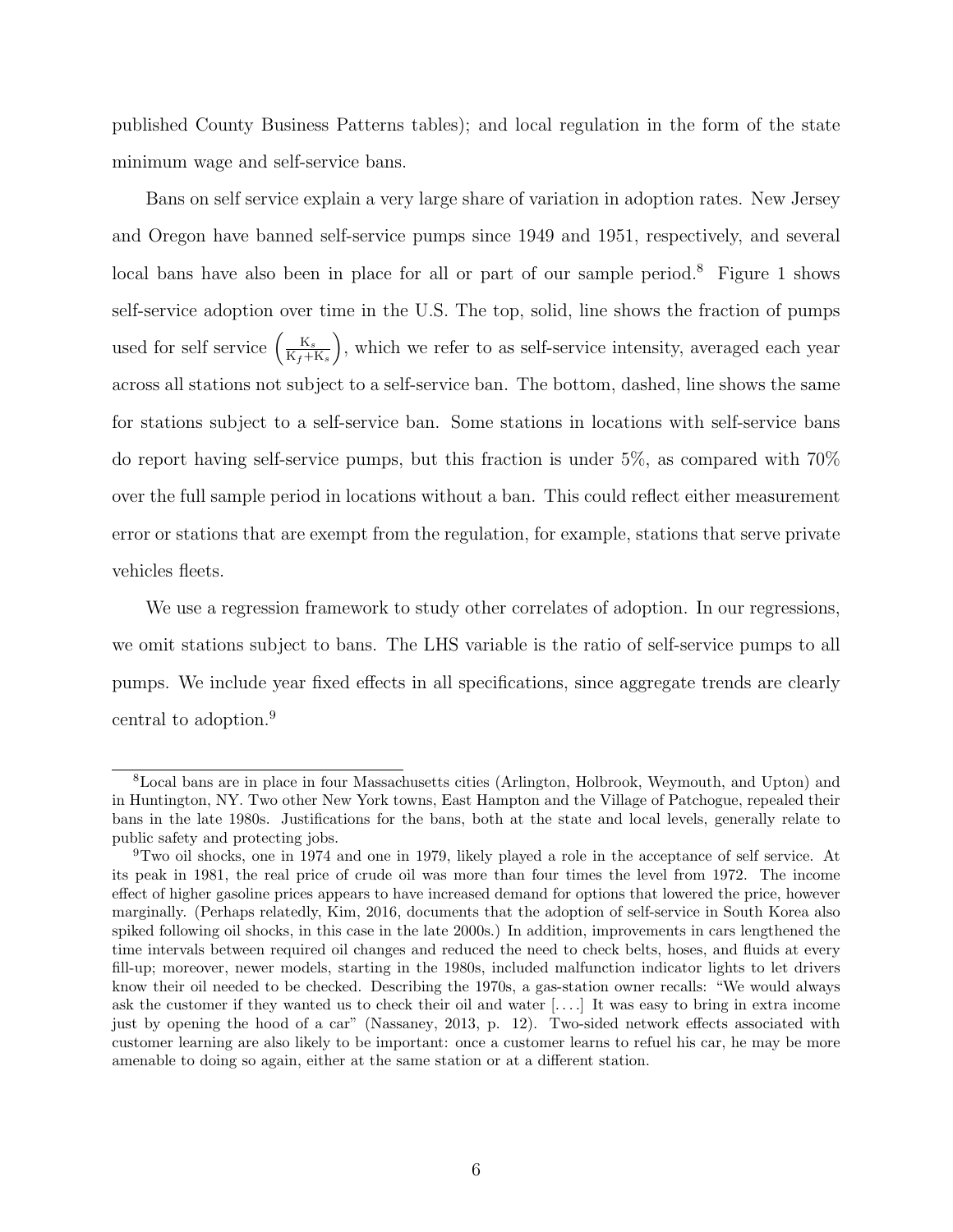published County Business Patterns tables); and local regulation in the form of the state minimum wage and self-service bans.

Bans on self service explain a very large share of variation in adoption rates. New Jersey and Oregon have banned self-service pumps since 1949 and 1951, respectively, and several local bans have also been in place for all or part of our sample period.[8] Figure 1 shows self-service adoption over time in the U.S. The top, solid, line shows the fraction of pumps used for self service $\left(\frac{K_s}{K_f+K_s}\right)$, which we refer to as self-service intensity, averaged each year across all stations not subject to a self-service ban. The bottom, dashed, line shows the same for stations subject to a self-service ban. Some stations in locations with self-service bans do report having self-service pumps, but this fraction is under 5%, as compared with 70% over the full sample period in locations without a ban. This could reflect either measurement error or stations that are exempt from the regulation, for example, stations that serve private vehicles fleets.

We use a regression framework to study other correlates of adoption. In our regressions, we omit stations subject to bans. The LHS variable is the ratio of self-service pumps to all pumps. We include year fixed effects in all specifications, since aggregate trends are clearly central to adoption.[9]

---

[8] Local bans are in place in four Massachusetts cities (Arlington, Holbrook, Weymouth, and Upton) and in Huntington, NY. Two other New York towns, East Hampton and the Village of Patchogue, repealed their bans in the late 1980s. Justifications for the bans, both at the state and local levels, generally relate to public safety and protecting jobs.

[9] Two oil shocks, one in 1974 and one in 1979, likely played a role in the acceptance of self service. At its peak in 1981, the real price of crude oil was more than four times the level from 1972. The income effect of higher gasoline prices appears to have increased demand for options that lowered the price, however marginally. (Perhaps relatedly, Kim, 2016, documents that the adoption of self-service in South Korea also spiked following oil shocks, in this case in the late 2000s.) In addition, improvements in cars lengthened the time intervals between required oil changes and reduced the need to check belts, hoses, and fluids at every fill-up; moreover, newer models, starting in the 1980s, included malfunction indicator lights to let drivers know their oil needed to be checked. Describing the 1970s, a gas-station owner recalls: "We would always ask the customer if they wanted us to check their oil and water [. . . .] It was easy to bring in extra income just by opening the hood of a car" (Nassaney, 2013, p. 12). Two-sided network effects associated with customer learning are also likely to be important: once a customer learns to refuel his car, he may be more amenable to doing so again, either at the same station or at a different station.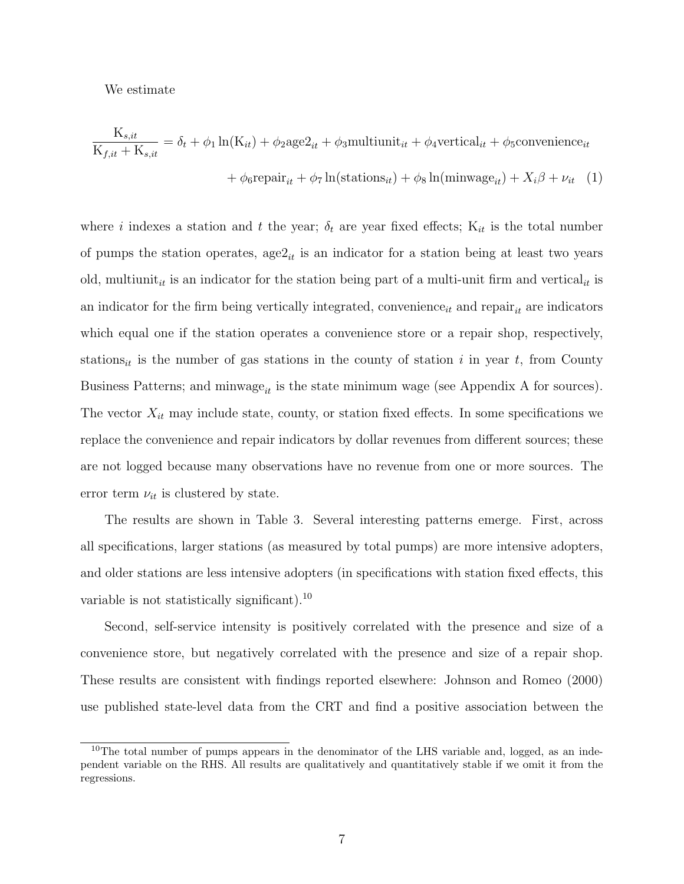We estimate

$$\frac{\mathrm{K}_{s,it}}{\mathrm{K}_{f,it} + \mathrm{K}_{s,it}} = \delta_t + \phi_1 \ln(\mathrm{K}_{it}) + \phi_2 \mathrm{age2}_{it} + \phi_3 \mathrm{multiunit}_{it} + \phi_4 \mathrm{vertical}_{it} + \phi_5 \mathrm{convenience}_{it}$$

$$+ \phi_6 \mathrm{repair}_{it} + \phi_7 \ln(\mathrm{stations}_{it}) + \phi_8 \ln(\mathrm{minwage}_{it}) + X_i \beta + \nu_{it} \quad (1)$$

where $i$ indexes a station and $t$ the year; $\delta_t$ are year fixed effects; $\mathrm{K}_{it}$ is the total number of pumps the station operates, $\mathrm{age2}_{it}$ is an indicator for a station being at least two years old, $\mathrm{multiunit}_{it}$ is an indicator for the station being part of a multi-unit firm and $\mathrm{vertical}_{it}$ is an indicator for the firm being vertically integrated, $\mathrm{convenience}_{it}$ and $\mathrm{repair}_{it}$ are indicators which equal one if the station operates a convenience store or a repair shop, respectively, $\mathrm{stations}_{it}$ is the number of gas stations in the county of station $i$ in year $t$, from County Business Patterns; and $\mathrm{minwage}_{it}$ is the state minimum wage (see Appendix A for sources). The vector $X_{it}$ may include state, county, or station fixed effects. In some specifications we replace the convenience and repair indicators by dollar revenues from different sources; these are not logged because many observations have no revenue from one or more sources. The error term $\nu_{it}$ is clustered by state.

The results are shown in Table 3. Several interesting patterns emerge. First, across all specifications, larger stations (as measured by total pumps) are more intensive adopters, and older stations are less intensive adopters (in specifications with station fixed effects, this variable is not statistically significant).[10]

Second, self-service intensity is positively correlated with the presence and size of a convenience store, but negatively correlated with the presence and size of a repair shop. These results are consistent with findings reported elsewhere: Johnson and Romeo (2000) use published state-level data from the CRT and find a positive association between the

[10] The total number of pumps appears in the denominator of the LHS variable and, logged, as an independent variable on the RHS. All results are qualitatively and quantitatively stable if we omit it from the regressions.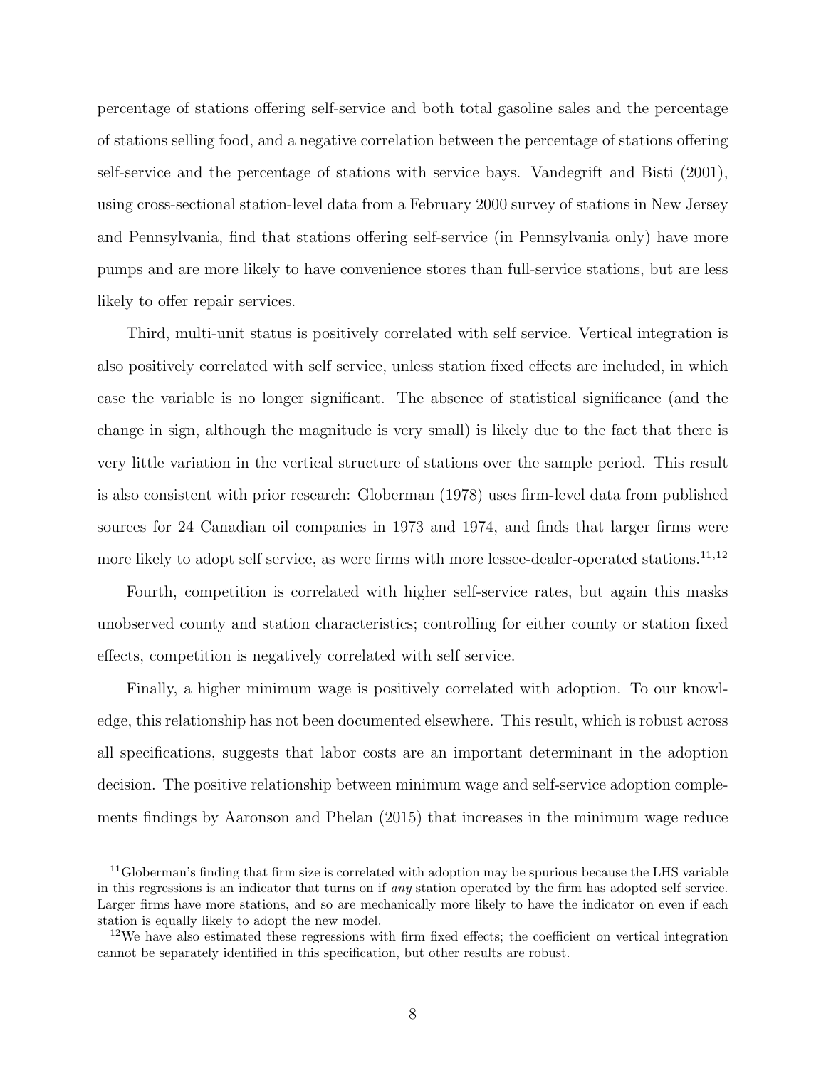percentage of stations offering self-service and both total gasoline sales and the percentage of stations selling food, and a negative correlation between the percentage of stations offering self-service and the percentage of stations with service bays. Vandegrift and Bisti (2001), using cross-sectional station-level data from a February 2000 survey of stations in New Jersey and Pennsylvania, find that stations offering self-service (in Pennsylvania only) have more pumps and are more likely to have convenience stores than full-service stations, but are less likely to offer repair services.

Third, multi-unit status is positively correlated with self service. Vertical integration is also positively correlated with self service, unless station fixed effects are included, in which case the variable is no longer significant. The absence of statistical significance (and the change in sign, although the magnitude is very small) is likely due to the fact that there is very little variation in the vertical structure of stations over the sample period. This result is also consistent with prior research: Globerman (1978) uses firm-level data from published sources for 24 Canadian oil companies in 1973 and 1974, and finds that larger firms were more likely to adopt self service, as were firms with more lessee-dealer-operated stations.[11,12]

Fourth, competition is correlated with higher self-service rates, but again this masks unobserved county and station characteristics; controlling for either county or station fixed effects, competition is negatively correlated with self service.

Finally, a higher minimum wage is positively correlated with adoption. To our knowledge, this relationship has not been documented elsewhere. This result, which is robust across all specifications, suggests that labor costs are an important determinant in the adoption decision. The positive relationship between minimum wage and self-service adoption complements findings by Aaronson and Phelan (2015) that increases in the minimum wage reduce

---

[11] Globerman's finding that firm size is correlated with adoption may be spurious because the LHS variable in this regressions is an indicator that turns on if *any* station operated by the firm has adopted self service. Larger firms have more stations, and so are mechanically more likely to have the indicator on even if each station is equally likely to adopt the new model.

[12] We have also estimated these regressions with firm fixed effects; the coefficient on vertical integration cannot be separately identified in this specification, but other results are robust.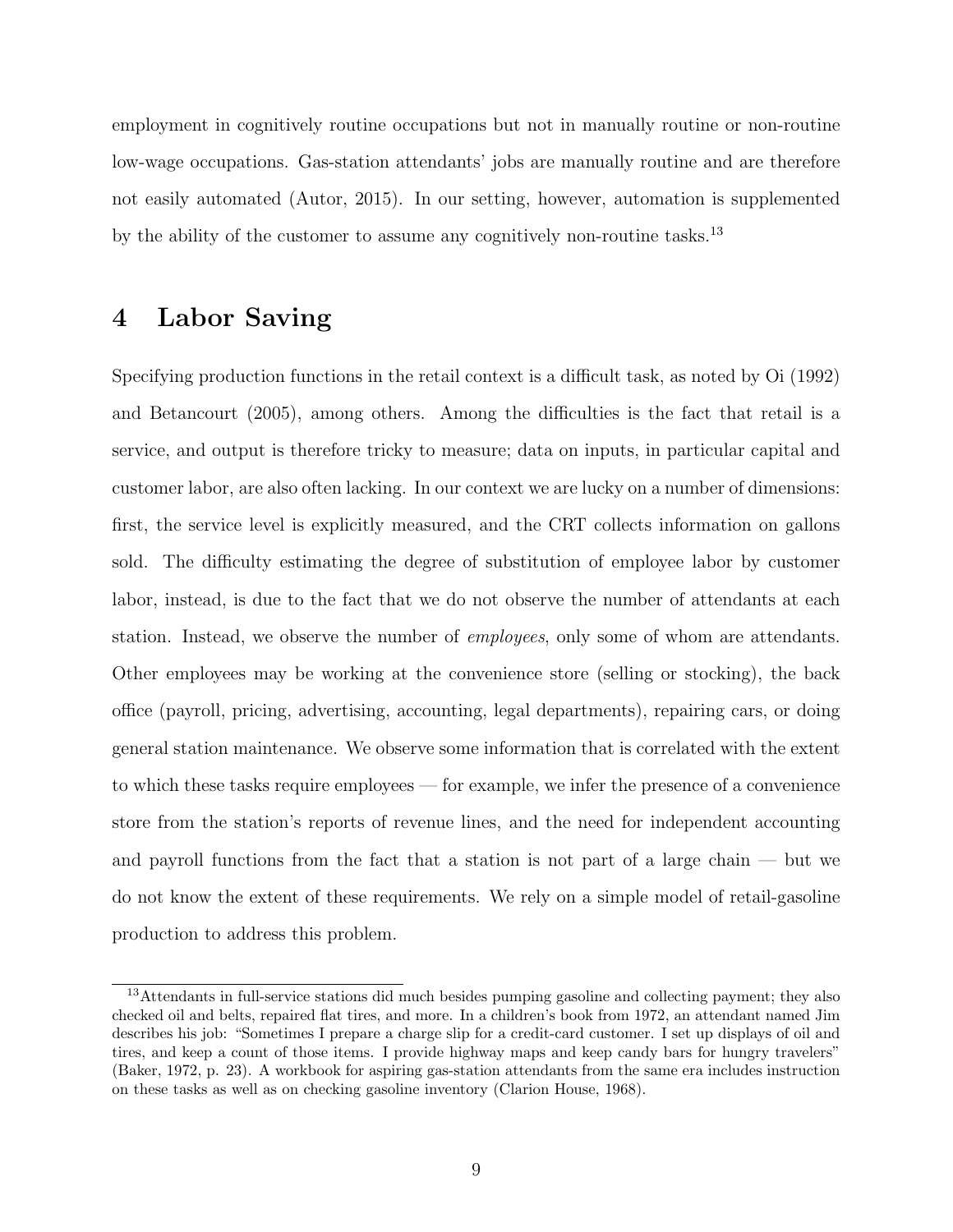employment in cognitively routine occupations but not in manually routine or non-routine low-wage occupations. Gas-station attendants' jobs are manually routine and are therefore not easily automated (Autor, 2015). In our setting, however, automation is supplemented by the ability of the customer to assume any cognitively non-routine tasks.[13]

# 4 Labor Saving

Specifying production functions in the retail context is a difficult task, as noted by Oi (1992) and Betancourt (2005), among others. Among the difficulties is the fact that retail is a service, and output is therefore tricky to measure; data on inputs, in particular capital and customer labor, are also often lacking. In our context we are lucky on a number of dimensions: first, the service level is explicitly measured, and the CRT collects information on gallons sold. The difficulty estimating the degree of substitution of employee labor by customer labor, instead, is due to the fact that we do not observe the number of attendants at each station. Instead, we observe the number of *employees*, only some of whom are attendants. Other employees may be working at the convenience store (selling or stocking), the back office (payroll, pricing, advertising, accounting, legal departments), repairing cars, or doing general station maintenance. We observe some information that is correlated with the extent to which these tasks require employees — for example, we infer the presence of a convenience store from the station's reports of revenue lines, and the need for independent accounting and payroll functions from the fact that a station is not part of a large chain — but we do not know the extent of these requirements. We rely on a simple model of retail-gasoline production to address this problem.

[13] Attendants in full-service stations did much besides pumping gasoline and collecting payment; they also checked oil and belts, repaired flat tires, and more. In a children's book from 1972, an attendant named Jim describes his job: "Sometimes I prepare a charge slip for a credit-card customer. I set up displays of oil and tires, and keep a count of those items. I provide highway maps and keep candy bars for hungry travelers" (Baker, 1972, p. 23). A workbook for aspiring gas-station attendants from the same era includes instruction on these tasks as well as on checking gasoline inventory (Clarion House, 1968).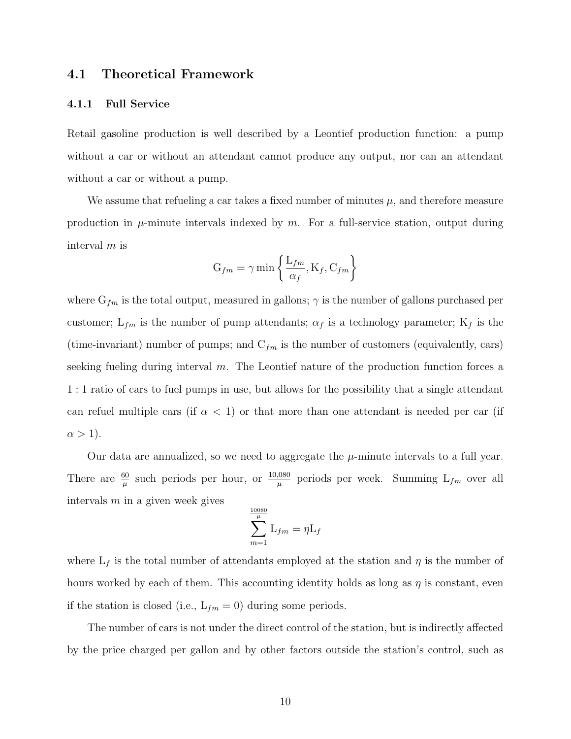## 4.1 Theoretical Framework

### 4.1.1 Full Service

Retail gasoline production is well described by a Leontief production function: a pump without a car or without an attendant cannot produce any output, nor can an attendant without a car or without a pump.

We assume that refueling a car takes a fixed number of minutes $\mu$, and therefore measure production in $\mu$-minute intervals indexed by $m$. For a full-service station, output during interval $m$ is

$$\mathrm{G}_{fm} = \gamma \min\left\{\frac{\mathrm{L}_{fm}}{\alpha_f}, \mathrm{K}_f, \mathrm{C}_{fm}\right\}$$

where $\mathrm{G}_{fm}$ is the total output, measured in gallons; $\gamma$ is the number of gallons purchased per customer; $\mathrm{L}_{fm}$ is the number of pump attendants; $\alpha_f$ is a technology parameter; $\mathrm{K}_f$ is the (time-invariant) number of pumps; and $\mathrm{C}_{fm}$ is the number of customers (equivalently, cars) seeking fueling during interval $m$. The Leontief nature of the production function forces a $1:1$ ratio of cars to fuel pumps in use, but allows for the possibility that a single attendant can refuel multiple cars (if $\alpha < 1$) or that more than one attendant is needed per car (if $\alpha > 1$).

Our data are annualized, so we need to aggregate the $\mu$-minute intervals to a full year. There are $\frac{60}{\mu}$ such periods per hour, or $\frac{10{,}080}{\mu}$ periods per week. Summing $\mathrm{L}_{fm}$ over all intervals $m$ in a given week gives

$$\sum_{m=1}^{\frac{10080}{\mu}} \mathrm{L}_{fm} = \eta \mathrm{L}_f$$

where $\mathrm{L}_f$ is the total number of attendants employed at the station and $\eta$ is the number of hours worked by each of them. This accounting identity holds as long as $\eta$ is constant, even if the station is closed (i.e., $\mathrm{L}_{fm} = 0$) during some periods.

The number of cars is not under the direct control of the station, but is indirectly affected by the price charged per gallon and by other factors outside the station's control, such as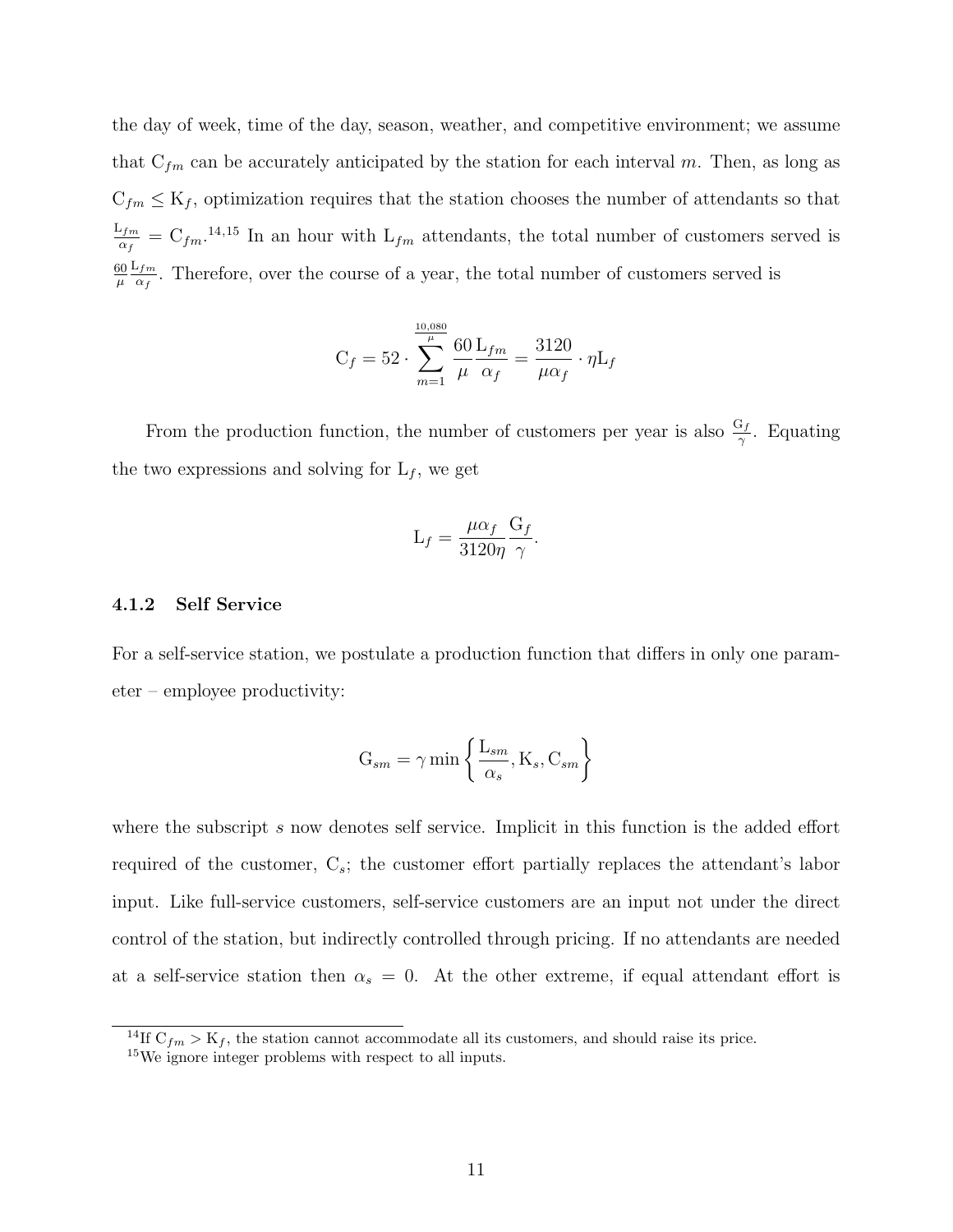the day of week, time of the day, season, weather, and competitive environment; we assume that $\mathrm{C}_{fm}$ can be accurately anticipated by the station for each interval $m$. Then, as long as $\mathrm{C}_{fm} \leq \mathrm{K}_f$, optimization requires that the station chooses the number of attendants so that $\frac{\mathrm{L}_{fm}}{\alpha_f} = \mathrm{C}_{fm}$.[14,15] In an hour with $\mathrm{L}_{fm}$ attendants, the total number of customers served is $\frac{60}{\mu}\frac{\mathrm{L}_{fm}}{\alpha_f}$. Therefore, over the course of a year, the total number of customers served is

$$\mathrm{C}_f = 52 \cdot \sum_{m=1}^{\frac{10,080}{\mu}} \frac{60}{\mu}\frac{\mathrm{L}_{fm}}{\alpha_f} = \frac{3120}{\mu\alpha_f} \cdot \eta\mathrm{L}_f$$

From the production function, the number of customers per year is also $\frac{\mathrm{G}_f}{\gamma}$. Equating the two expressions and solving for $\mathrm{L}_f$, we get

$$\mathrm{L}_f = \frac{\mu\alpha_f}{3120\eta}\frac{\mathrm{G}_f}{\gamma}.$$

### 4.1.2 Self Service

For a self-service station, we postulate a production function that differs in only one parameter – employee productivity:

$$\mathrm{G}_{sm} = \gamma \min\left\{\frac{\mathrm{L}_{sm}}{\alpha_s}, \mathrm{K}_s, \mathrm{C}_{sm}\right\}$$

where the subscript $s$ now denotes self service. Implicit in this function is the added effort required of the customer, $\mathrm{C}_s$; the customer effort partially replaces the attendant's labor input. Like full-service customers, self-service customers are an input not under the direct control of the station, but indirectly controlled through pricing. If no attendants are needed at a self-service station then $\alpha_s = 0$. At the other extreme, if equal attendant effort is

[14] If $\mathrm{C}_{fm} > \mathrm{K}_f$, the station cannot accommodate all its customers, and should raise its price.

[15] We ignore integer problems with respect to all inputs.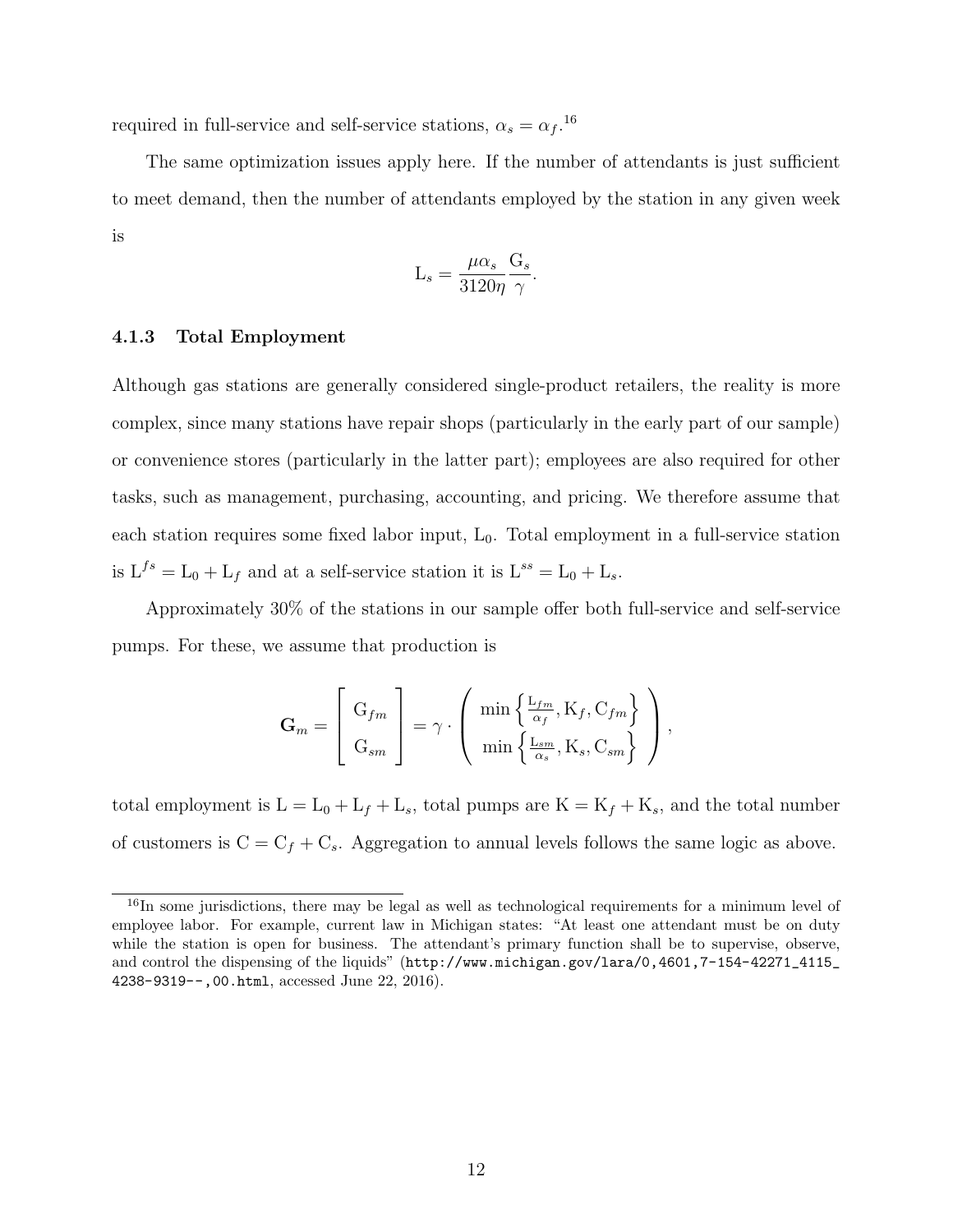required in full-service and self-service stations, $\alpha_s = \alpha_f$.[16]

The same optimization issues apply here. If the number of attendants is just sufficient to meet demand, then the number of attendants employed by the station in any given week is

$$\mathrm{L}_s = \frac{\mu \alpha_s}{3120\eta} \frac{\mathrm{G}_s}{\gamma}.$$

### 4.1.3 Total Employment

Although gas stations are generally considered single-product retailers, the reality is more complex, since many stations have repair shops (particularly in the early part of our sample) or convenience stores (particularly in the latter part); employees are also required for other tasks, such as management, purchasing, accounting, and pricing. We therefore assume that each station requires some fixed labor input, $\mathrm{L}_0$. Total employment in a full-service station is $\mathrm{L}^{fs} = \mathrm{L}_0 + \mathrm{L}_f$ and at a self-service station it is $\mathrm{L}^{ss} = \mathrm{L}_0 + \mathrm{L}_s$.

Approximately 30% of the stations in our sample offer both full-service and self-service pumps. For these, we assume that production is

$$\mathbf{G}_m = \begin{bmatrix} \mathrm{G}_{fm} \\ \mathrm{G}_{sm} \end{bmatrix} = \gamma \cdot \begin{pmatrix} \min\left\{\frac{\mathrm{L}_{fm}}{\alpha_f}, \mathrm{K}_f, \mathrm{C}_{fm}\right\} \\ \min\left\{\frac{\mathrm{L}_{sm}}{\alpha_s}, \mathrm{K}_s, \mathrm{C}_{sm}\right\} \end{pmatrix},$$

total employment is $\mathrm{L} = \mathrm{L}_0 + \mathrm{L}_f + \mathrm{L}_s$, total pumps are $\mathrm{K} = \mathrm{K}_f + \mathrm{K}_s$, and the total number of customers is $\mathrm{C} = \mathrm{C}_f + \mathrm{C}_s$. Aggregation to annual levels follows the same logic as above.

[16] In some jurisdictions, there may be legal as well as technological requirements for a minimum level of employee labor. For example, current law in Michigan states: "At least one attendant must be on duty while the station is open for business. The attendant's primary function shall be to supervise, observe, and control the dispensing of the liquids" (http://www.michigan.gov/lara/0,4601,7-154-42271_4115_4238-9319--,00.html, accessed June 22, 2016).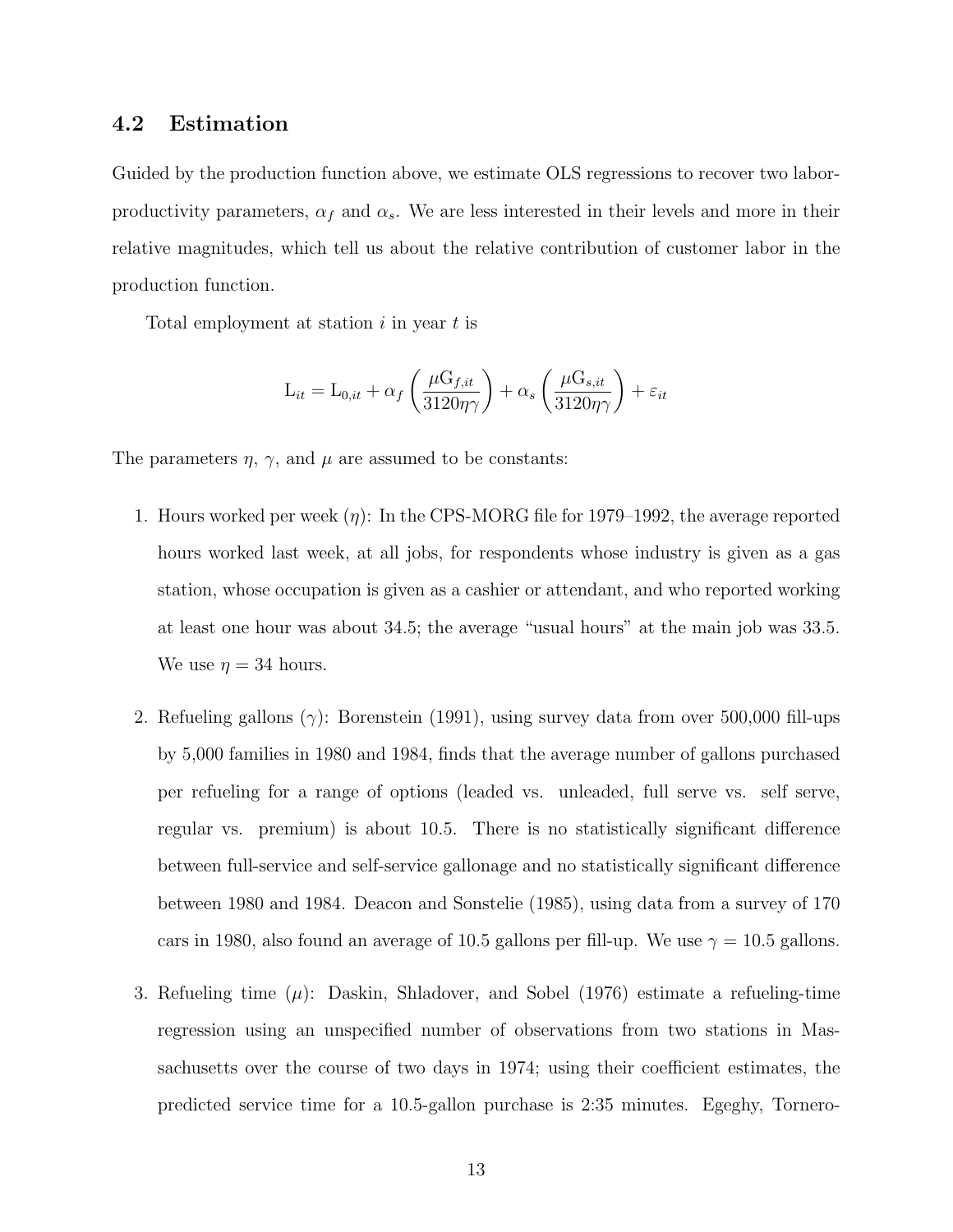## 4.2 Estimation

Guided by the production function above, we estimate OLS regressions to recover two labor-productivity parameters, $\alpha_f$ and $\alpha_s$. We are less interested in their levels and more in their relative magnitudes, which tell us about the relative contribution of customer labor in the production function.

Total employment at station $i$ in year $t$ is

$$\mathrm{L}_{it} = \mathrm{L}_{0,it} + \alpha_f \left( \frac{\mu \mathrm{G}_{f,it}}{3120 \eta \gamma} \right) + \alpha_s \left( \frac{\mu \mathrm{G}_{s,it}}{3120 \eta \gamma} \right) + \varepsilon_{it}$$

The parameters $\eta$, $\gamma$, and $\mu$ are assumed to be constants:

1. Hours worked per week ($\eta$): In the CPS-MORG file for 1979–1992, the average reported hours worked last week, at all jobs, for respondents whose industry is given as a gas station, whose occupation is given as a cashier or attendant, and who reported working at least one hour was about 34.5; the average "usual hours" at the main job was 33.5. We use $\eta = 34$ hours.

2. Refueling gallons ($\gamma$): Borenstein (1991), using survey data from over 500,000 fill-ups by 5,000 families in 1980 and 1984, finds that the average number of gallons purchased per refueling for a range of options (leaded vs. unleaded, full serve vs. self serve, regular vs. premium) is about 10.5. There is no statistically significant difference between full-service and self-service gallonage and no statistically significant difference between 1980 and 1984. Deacon and Sonstelie (1985), using data from a survey of 170 cars in 1980, also found an average of 10.5 gallons per fill-up. We use $\gamma = 10.5$ gallons.

3. Refueling time ($\mu$): Daskin, Shladover, and Sobel (1976) estimate a refueling-time regression using an unspecified number of observations from two stations in Massachusetts over the course of two days in 1974; using their coefficient estimates, the predicted service time for a 10.5-gallon purchase is 2:35 minutes. Egeghy, Tornero-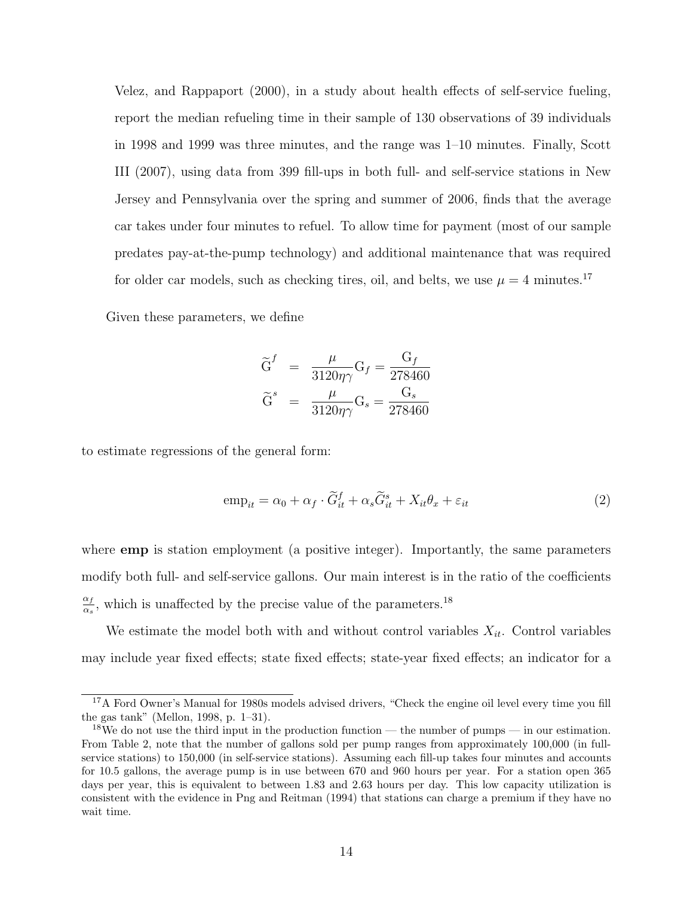Velez, and Rappaport (2000), in a study about health effects of self-service fueling, report the median refueling time in their sample of 130 observations of 39 individuals in 1998 and 1999 was three minutes, and the range was 1–10 minutes. Finally, Scott III (2007), using data from 399 fill-ups in both full- and self-service stations in New Jersey and Pennsylvania over the spring and summer of 2006, finds that the average car takes under four minutes to refuel. To allow time for payment (most of our sample predates pay-at-the-pump technology) and additional maintenance that was required for older car models, such as checking tires, oil, and belts, we use $\mu = 4$ minutes.[17]

Given these parameters, we define

$$
\begin{aligned}
\widetilde{\mathrm{G}}^{f} &= \frac{\mu}{3120\eta\gamma}\mathrm{G}_{f} = \frac{\mathrm{G}_{f}}{278460} \\
\widetilde{\mathrm{G}}^{s} &= \frac{\mu}{3120\eta\gamma}\mathrm{G}_{s} = \frac{\mathrm{G}_{s}}{278460}
\end{aligned}
$$

to estimate regressions of the general form:

$$
\mathrm{emp}_{it} = \alpha_0 + \alpha_f \cdot \widetilde{G}^{f}_{it} + \alpha_s \widetilde{G}^{s}_{it} + X_{it}\theta_x + \varepsilon_{it} \tag{2}
$$

where **emp** is station employment (a positive integer). Importantly, the same parameters modify both full- and self-service gallons. Our main interest is in the ratio of the coefficients $\frac{\alpha_f}{\alpha_s}$, which is unaffected by the precise value of the parameters.[18]

We estimate the model both with and without control variables $X_{it}$. Control variables may include year fixed effects; state fixed effects; state-year fixed effects; an indicator for a

[17] A Ford Owner's Manual for 1980s models advised drivers, "Check the engine oil level every time you fill the gas tank" (Mellon, 1998, p. 1–31).

[18] We do not use the third input in the production function — the number of pumps — in our estimation. From Table 2, note that the number of gallons sold per pump ranges from approximately 100,000 (in full-service stations) to 150,000 (in self-service stations). Assuming each fill-up takes four minutes and accounts for 10.5 gallons, the average pump is in use between 670 and 960 hours per year. For a station open 365 days per year, this is equivalent to between 1.83 and 2.63 hours per day. This low capacity utilization is consistent with the evidence in Png and Reitman (1994) that stations can charge a premium if they have no wait time.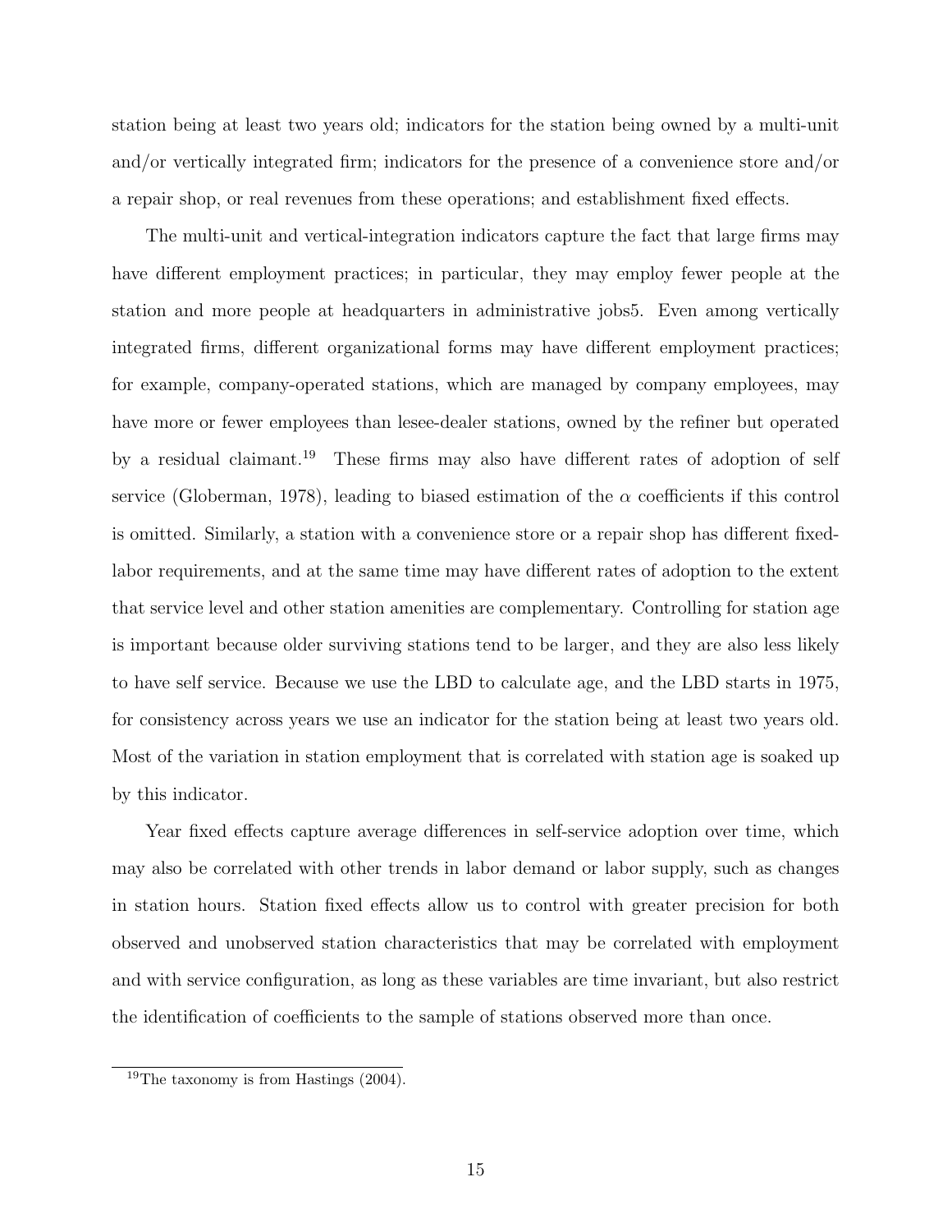station being at least two years old; indicators for the station being owned by a multi-unit and/or vertically integrated firm; indicators for the presence of a convenience store and/or a repair shop, or real revenues from these operations; and establishment fixed effects.

The multi-unit and vertical-integration indicators capture the fact that large firms may have different employment practices; in particular, they may employ fewer people at the station and more people at headquarters in administrative jobs5. Even among vertically integrated firms, different organizational forms may have different employment practices; for example, company-operated stations, which are managed by company employees, may have more or fewer employees than lesee-dealer stations, owned by the refiner but operated by a residual claimant.[19] These firms may also have different rates of adoption of self service (Globerman, 1978), leading to biased estimation of the $\alpha$ coefficients if this control is omitted. Similarly, a station with a convenience store or a repair shop has different fixed-labor requirements, and at the same time may have different rates of adoption to the extent that service level and other station amenities are complementary. Controlling for station age is important because older surviving stations tend to be larger, and they are also less likely to have self service. Because we use the LBD to calculate age, and the LBD starts in 1975, for consistency across years we use an indicator for the station being at least two years old. Most of the variation in station employment that is correlated with station age is soaked up by this indicator.

Year fixed effects capture average differences in self-service adoption over time, which may also be correlated with other trends in labor demand or labor supply, such as changes in station hours. Station fixed effects allow us to control with greater precision for both observed and unobserved station characteristics that may be correlated with employment and with service configuration, as long as these variables are time invariant, but also restrict the identification of coefficients to the sample of stations observed more than once.

[19] The taxonomy is from Hastings (2004).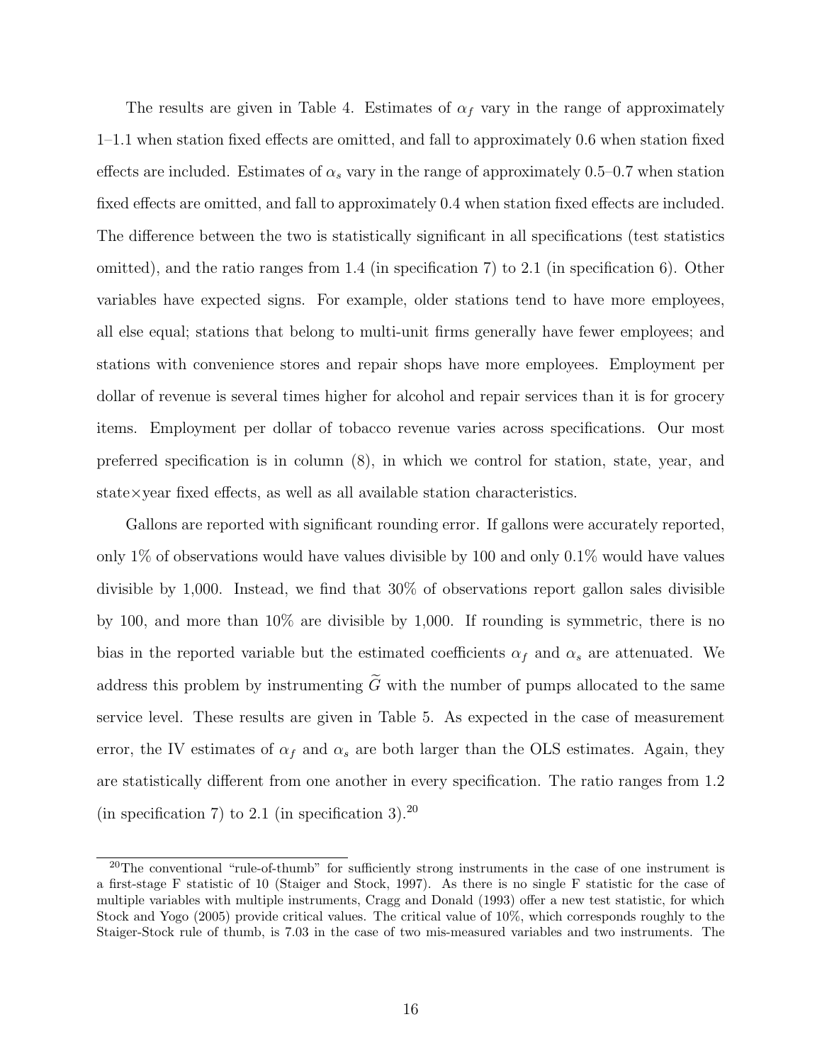The results are given in Table 4. Estimates of $\alpha_f$ vary in the range of approximately 1–1.1 when station fixed effects are omitted, and fall to approximately 0.6 when station fixed effects are included. Estimates of $\alpha_s$ vary in the range of approximately 0.5–0.7 when station fixed effects are omitted, and fall to approximately 0.4 when station fixed effects are included. The difference between the two is statistically significant in all specifications (test statistics omitted), and the ratio ranges from 1.4 (in specification 7) to 2.1 (in specification 6). Other variables have expected signs. For example, older stations tend to have more employees, all else equal; stations that belong to multi-unit firms generally have fewer employees; and stations with convenience stores and repair shops have more employees. Employment per dollar of revenue is several times higher for alcohol and repair services than it is for grocery items. Employment per dollar of tobacco revenue varies across specifications. Our most preferred specification is in column (8), in which we control for station, state, year, and state×year fixed effects, as well as all available station characteristics.

Gallons are reported with significant rounding error. If gallons were accurately reported, only 1% of observations would have values divisible by 100 and only 0.1% would have values divisible by 1,000. Instead, we find that 30% of observations report gallon sales divisible by 100, and more than 10% are divisible by 1,000. If rounding is symmetric, there is no bias in the reported variable but the estimated coefficients $\alpha_f$ and $\alpha_s$ are attenuated. We address this problem by instrumenting $\widetilde{G}$ with the number of pumps allocated to the same service level. These results are given in Table 5. As expected in the case of measurement error, the IV estimates of $\alpha_f$ and $\alpha_s$ are both larger than the OLS estimates. Again, they are statistically different from one another in every specification. The ratio ranges from 1.2 (in specification 7) to 2.1 (in specification 3).[20]

[20]The conventional "rule-of-thumb" for sufficiently strong instruments in the case of one instrument is a first-stage F statistic of 10 (Staiger and Stock, 1997). As there is no single F statistic for the case of multiple variables with multiple instruments, Cragg and Donald (1993) offer a new test statistic, for which Stock and Yogo (2005) provide critical values. The critical value of 10%, which corresponds roughly to the Staiger-Stock rule of thumb, is 7.03 in the case of two mis-measured variables and two instruments. The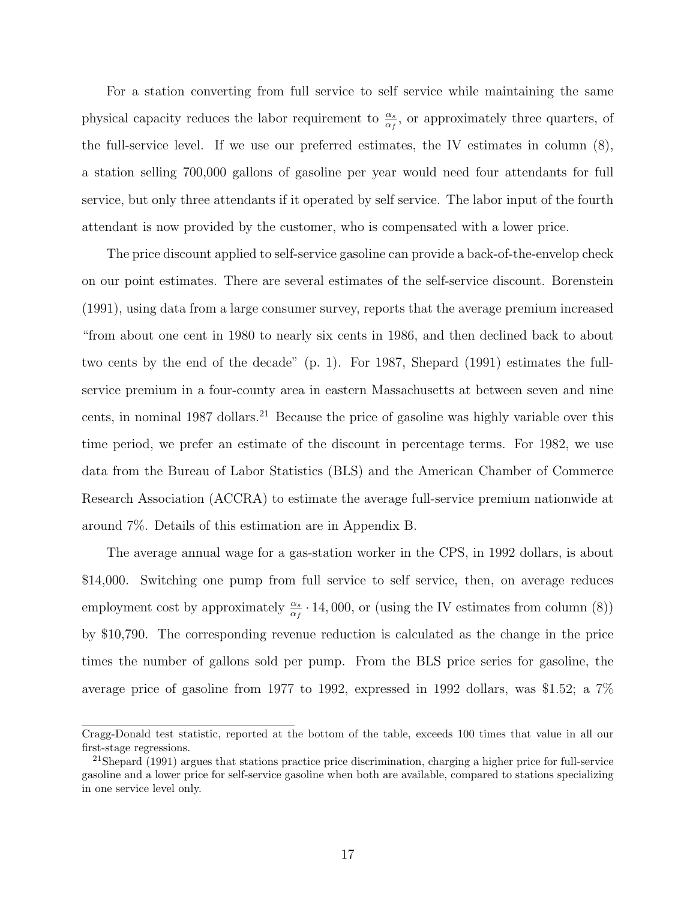For a station converting from full service to self service while maintaining the same physical capacity reduces the labor requirement to $\frac{\alpha_s}{\alpha_f}$, or approximately three quarters, of the full-service level. If we use our preferred estimates, the IV estimates in column (8), a station selling 700,000 gallons of gasoline per year would need four attendants for full service, but only three attendants if it operated by self service. The labor input of the fourth attendant is now provided by the customer, who is compensated with a lower price.

The price discount applied to self-service gasoline can provide a back-of-the-envelop check on our point estimates. There are several estimates of the self-service discount. Borenstein (1991), using data from a large consumer survey, reports that the average premium increased "from about one cent in 1980 to nearly six cents in 1986, and then declined back to about two cents by the end of the decade" (p. 1). For 1987, Shepard (1991) estimates the full-service premium in a four-county area in eastern Massachusetts at between seven and nine cents, in nominal 1987 dollars.[21] Because the price of gasoline was highly variable over this time period, we prefer an estimate of the discount in percentage terms. For 1982, we use data from the Bureau of Labor Statistics (BLS) and the American Chamber of Commerce Research Association (ACCRA) to estimate the average full-service premium nationwide at around 7%. Details of this estimation are in Appendix B.

The average annual wage for a gas-station worker in the CPS, in 1992 dollars, is about \$14,000. Switching one pump from full service to self service, then, on average reduces employment cost by approximately $\frac{\alpha_s}{\alpha_f} \cdot 14,000$, or (using the IV estimates from column (8)) by \$10,790. The corresponding revenue reduction is calculated as the change in the price times the number of gallons sold per pump. From the BLS price series for gasoline, the average price of gasoline from 1977 to 1992, expressed in 1992 dollars, was \$1.52; a 7%

---

Cragg-Donald test statistic, reported at the bottom of the table, exceeds 100 times that value in all our first-stage regressions.

[21] Shepard (1991) argues that stations practice price discrimination, charging a higher price for full-service gasoline and a lower price for self-service gasoline when both are available, compared to stations specializing in one service level only.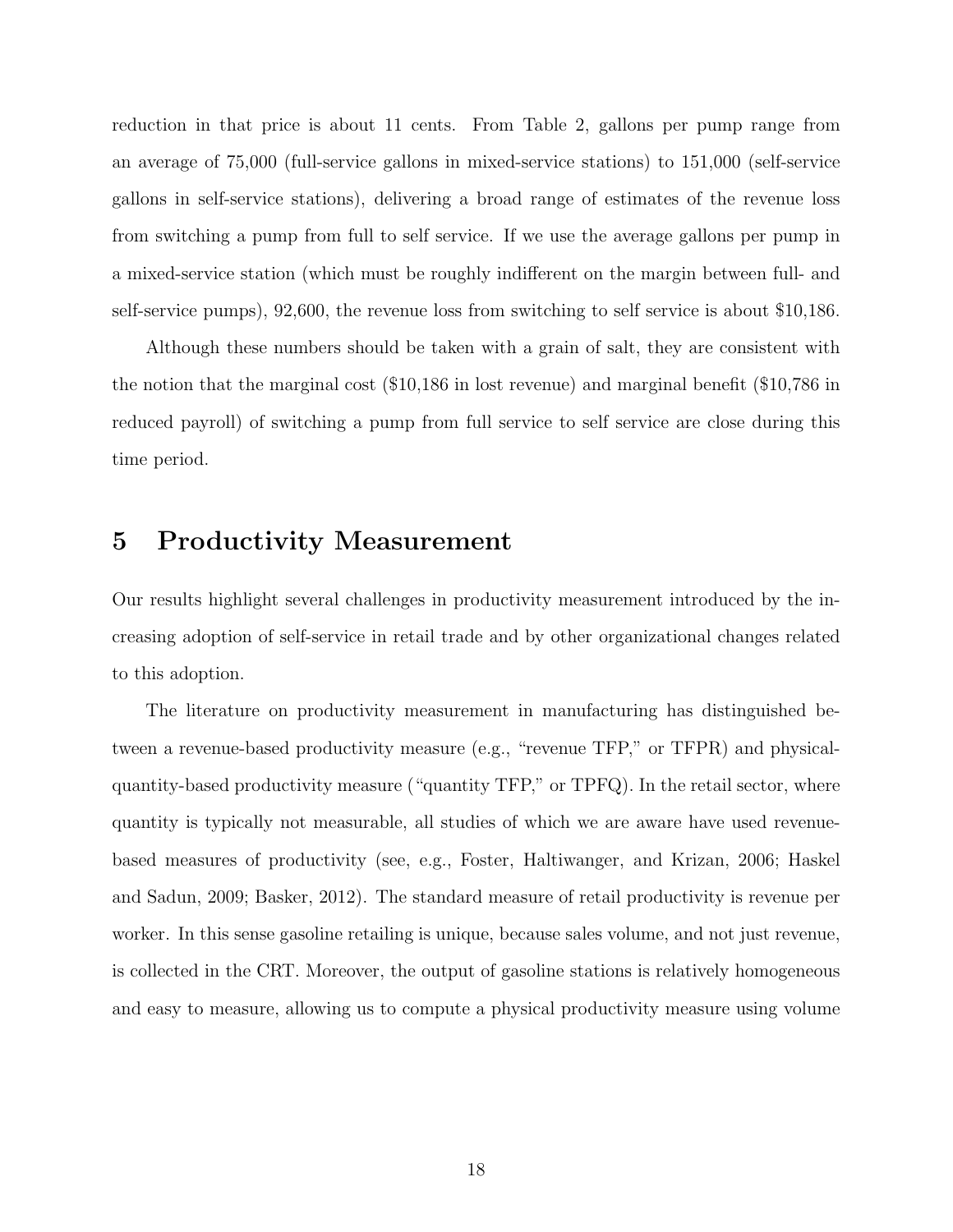reduction in that price is about 11 cents. From Table 2, gallons per pump range from an average of 75,000 (full-service gallons in mixed-service stations) to 151,000 (self-service gallons in self-service stations), delivering a broad range of estimates of the revenue loss from switching a pump from full to self service. If we use the average gallons per pump in a mixed-service station (which must be roughly indifferent on the margin between full- and self-service pumps), 92,600, the revenue loss from switching to self service is about $10,186.

Although these numbers should be taken with a grain of salt, they are consistent with the notion that the marginal cost ($10,186 in lost revenue) and marginal benefit ($10,786 in reduced payroll) of switching a pump from full service to self service are close during this time period.

# 5 Productivity Measurement

Our results highlight several challenges in productivity measurement introduced by the increasing adoption of self-service in retail trade and by other organizational changes related to this adoption.

The literature on productivity measurement in manufacturing has distinguished between a revenue-based productivity measure (e.g., "revenue TFP," or TFPR) and physical-quantity-based productivity measure ("quantity TFP," or TPFQ). In the retail sector, where quantity is typically not measurable, all studies of which we are aware have used revenue-based measures of productivity (see, e.g., Foster, Haltiwanger, and Krizan, 2006; Haskel and Sadun, 2009; Basker, 2012). The standard measure of retail productivity is revenue per worker. In this sense gasoline retailing is unique, because sales volume, and not just revenue, is collected in the CRT. Moreover, the output of gasoline stations is relatively homogeneous and easy to measure, allowing us to compute a physical productivity measure using volume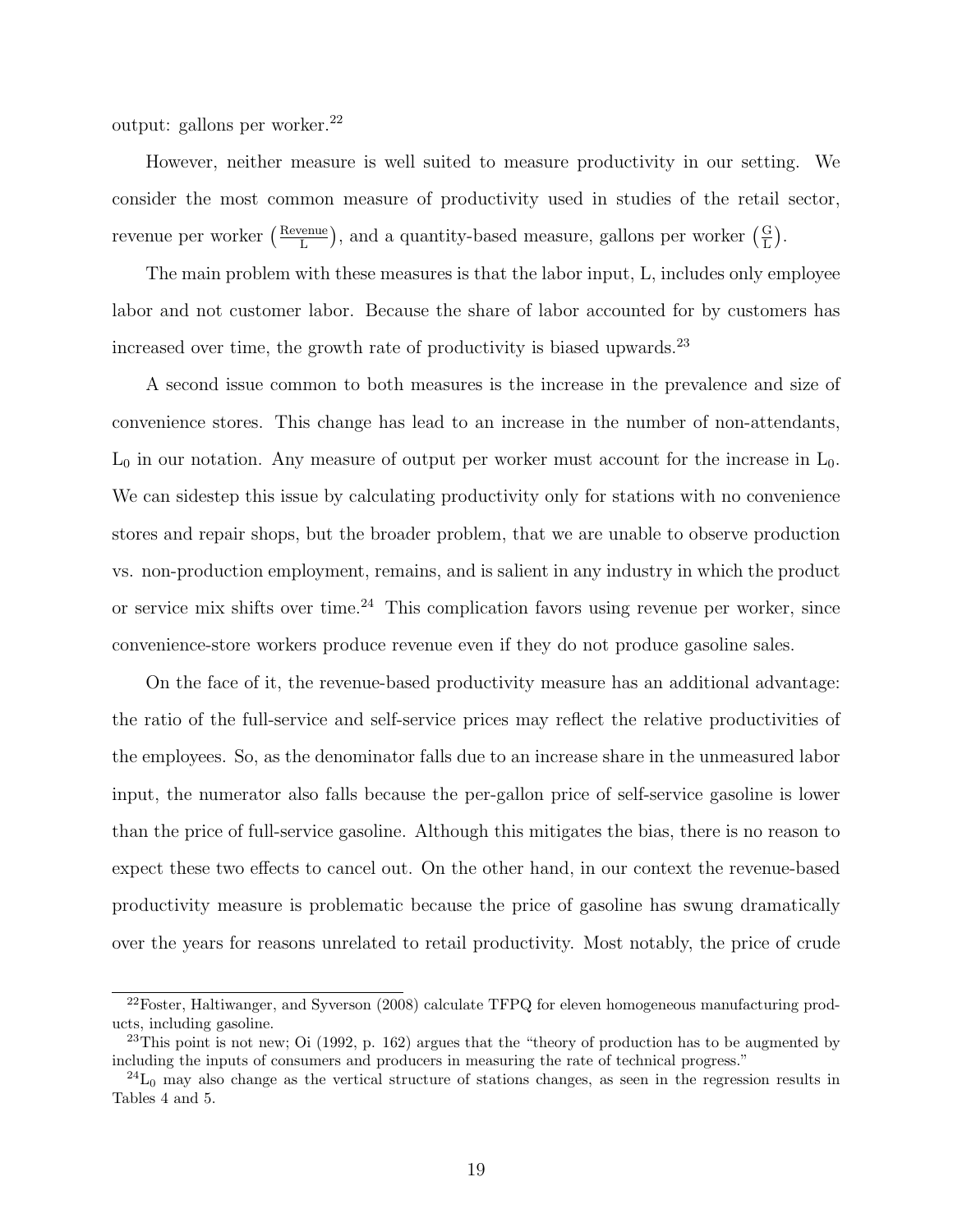output: gallons per worker.[22]

However, neither measure is well suited to measure productivity in our setting. We consider the most common measure of productivity used in studies of the retail sector, revenue per worker $\left(\frac{\text{Revenue}}{\text{L}}\right)$, and a quantity-based measure, gallons per worker $\left(\frac{\text{G}}{\text{L}}\right)$.

The main problem with these measures is that the labor input, L, includes only employee labor and not customer labor. Because the share of labor accounted for by customers has increased over time, the growth rate of productivity is biased upwards.[23]

A second issue common to both measures is the increase in the prevalence and size of convenience stores. This change has lead to an increase in the number of non-attendants, $\text{L}_0$ in our notation. Any measure of output per worker must account for the increase in $\text{L}_0$. We can sidestep this issue by calculating productivity only for stations with no convenience stores and repair shops, but the broader problem, that we are unable to observe production vs. non-production employment, remains, and is salient in any industry in which the product or service mix shifts over time.[24] This complication favors using revenue per worker, since convenience-store workers produce revenue even if they do not produce gasoline sales.

On the face of it, the revenue-based productivity measure has an additional advantage: the ratio of the full-service and self-service prices may reflect the relative productivities of the employees. So, as the denominator falls due to an increase share in the unmeasured labor input, the numerator also falls because the per-gallon price of self-service gasoline is lower than the price of full-service gasoline. Although this mitigates the bias, there is no reason to expect these two effects to cancel out. On the other hand, in our context the revenue-based productivity measure is problematic because the price of gasoline has swung dramatically over the years for reasons unrelated to retail productivity. Most notably, the price of crude

---

[22] Foster, Haltiwanger, and Syverson (2008) calculate TFPQ for eleven homogeneous manufacturing products, including gasoline.

[23] This point is not new; Oi (1992, p. 162) argues that the "theory of production has to be augmented by including the inputs of consumers and producers in measuring the rate of technical progress."

[24] $\text{L}_0$ may also change as the vertical structure of stations changes, as seen in the regression results in Tables 4 and 5.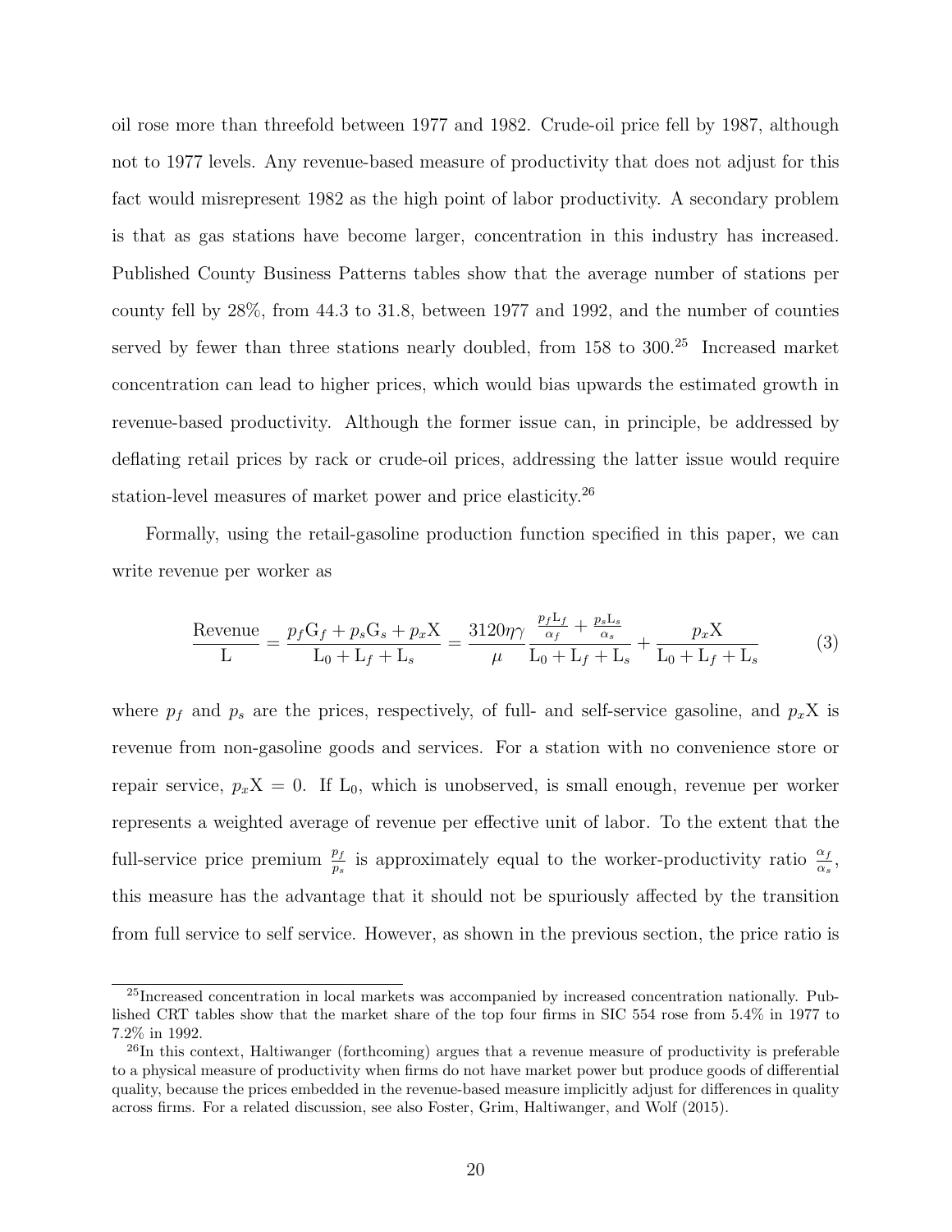oil rose more than threefold between 1977 and 1982. Crude-oil price fell by 1987, although not to 1977 levels. Any revenue-based measure of productivity that does not adjust for this fact would misrepresent 1982 as the high point of labor productivity. A secondary problem is that as gas stations have become larger, concentration in this industry has increased. Published County Business Patterns tables show that the average number of stations per county fell by 28%, from 44.3 to 31.8, between 1977 and 1992, and the number of counties served by fewer than three stations nearly doubled, from 158 to 300.[25] Increased market concentration can lead to higher prices, which would bias upwards the estimated growth in revenue-based productivity. Although the former issue can, in principle, be addressed by deflating retail prices by rack or crude-oil prices, addressing the latter issue would require station-level measures of market power and price elasticity.[26]

Formally, using the retail-gasoline production function specified in this paper, we can write revenue per worker as

$$\frac{\text{Revenue}}{\text{L}} = \frac{p_f \text{G}_f + p_s \text{G}_s + p_x \text{X}}{\text{L}_0 + \text{L}_f + \text{L}_s} = \frac{3120\eta\gamma}{\mu} \frac{\frac{p_f \text{L}_f}{\alpha_f} + \frac{p_s \text{L}_s}{\alpha_s}}{\text{L}_0 + \text{L}_f + \text{L}_s} + \frac{p_x \text{X}}{\text{L}_0 + \text{L}_f + \text{L}_s} \tag{3}$$

where $p_f$ and $p_s$ are the prices, respectively, of full- and self-service gasoline, and $p_x\text{X}$ is revenue from non-gasoline goods and services. For a station with no convenience store or repair service, $p_x\text{X} = 0$. If $\text{L}_0$, which is unobserved, is small enough, revenue per worker represents a weighted average of revenue per effective unit of labor. To the extent that the full-service price premium $\frac{p_f}{p_s}$ is approximately equal to the worker-productivity ratio $\frac{\alpha_f}{\alpha_s}$, this measure has the advantage that it should not be spuriously affected by the transition from full service to self service. However, as shown in the previous section, the price ratio is

[25] Increased concentration in local markets was accompanied by increased concentration nationally. Published CRT tables show that the market share of the top four firms in SIC 554 rose from 5.4% in 1977 to 7.2% in 1992.

[26] In this context, Haltiwanger (forthcoming) argues that a revenue measure of productivity is preferable to a physical measure of productivity when firms do not have market power but produce goods of differential quality, because the prices embedded in the revenue-based measure implicitly adjust for differences in quality across firms. For a related discussion, see also Foster, Grim, Haltiwanger, and Wolf (2015).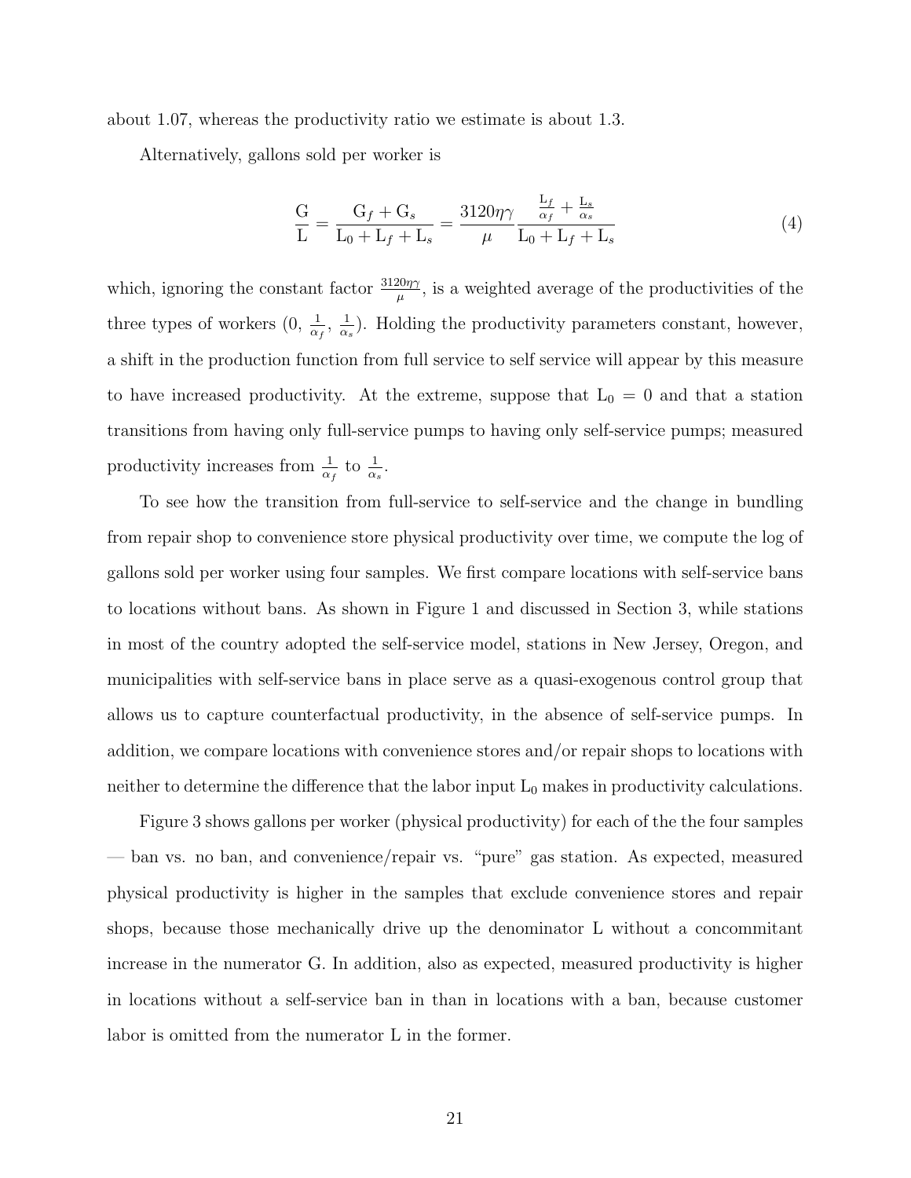about 1.07, whereas the productivity ratio we estimate is about 1.3.

Alternatively, gallons sold per worker is

$$\frac{\mathrm{G}}{\mathrm{L}} = \frac{\mathrm{G}_f + \mathrm{G}_s}{\mathrm{L}_0 + \mathrm{L}_f + \mathrm{L}_s} = \frac{3120\eta\gamma}{\mu} \frac{\frac{\mathrm{L}_f}{\alpha_f} + \frac{\mathrm{L}_s}{\alpha_s}}{\mathrm{L}_0 + \mathrm{L}_f + \mathrm{L}_s} \tag{4}$$

which, ignoring the constant factor $\frac{3120\eta\gamma}{\mu}$, is a weighted average of the productivities of the three types of workers $(0, \frac{1}{\alpha_f}, \frac{1}{\alpha_s})$. Holding the productivity parameters constant, however, a shift in the production function from full service to self service will appear by this measure to have increased productivity. At the extreme, suppose that $\mathrm{L}_0 = 0$ and that a station transitions from having only full-service pumps to having only self-service pumps; measured productivity increases from $\frac{1}{\alpha_f}$ to $\frac{1}{\alpha_s}$.

To see how the transition from full-service to self-service and the change in bundling from repair shop to convenience store physical productivity over time, we compute the log of gallons sold per worker using four samples. We first compare locations with self-service bans to locations without bans. As shown in Figure 1 and discussed in Section 3, while stations in most of the country adopted the self-service model, stations in New Jersey, Oregon, and municipalities with self-service bans in place serve as a quasi-exogenous control group that allows us to capture counterfactual productivity, in the absence of self-service pumps. In addition, we compare locations with convenience stores and/or repair shops to locations with neither to determine the difference that the labor input $\mathrm{L}_0$ makes in productivity calculations.

Figure 3 shows gallons per worker (physical productivity) for each of the the four samples — ban vs. no ban, and convenience/repair vs. "pure" gas station. As expected, measured physical productivity is higher in the samples that exclude convenience stores and repair shops, because those mechanically drive up the denominator L without a concommitant increase in the numerator G. In addition, also as expected, measured productivity is higher in locations without a self-service ban in than in locations with a ban, because customer labor is omitted from the numerator L in the former.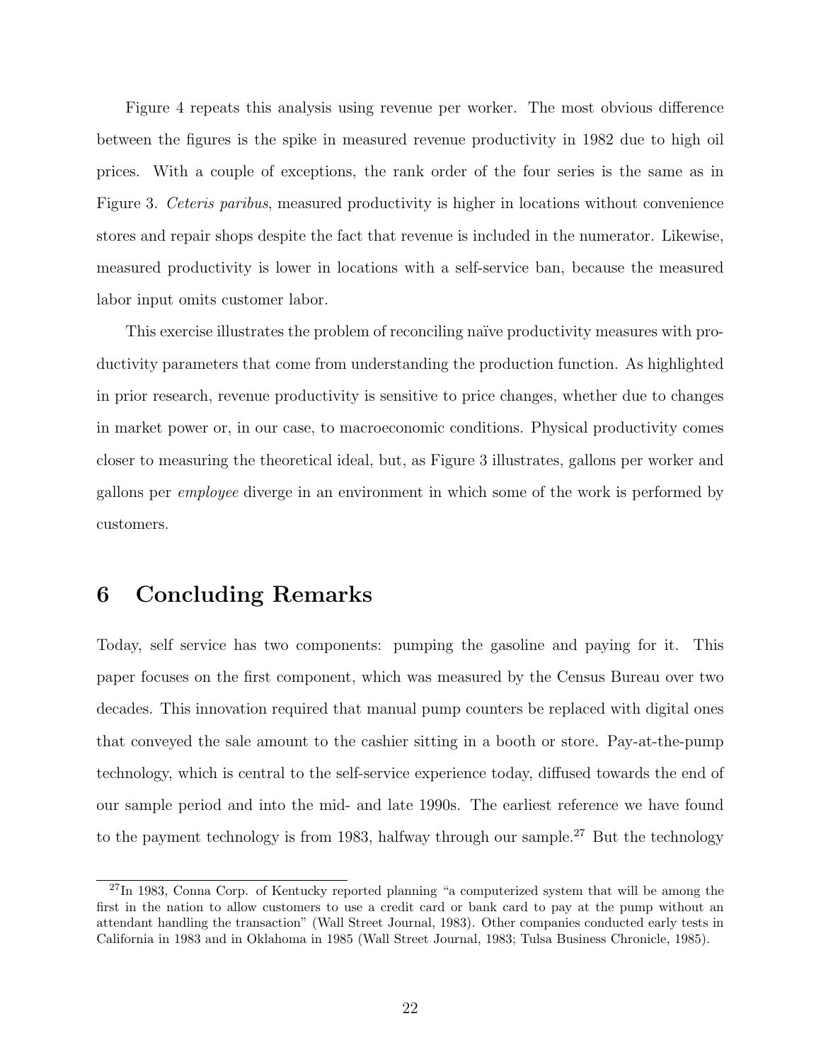Figure 4 repeats this analysis using revenue per worker. The most obvious difference between the figures is the spike in measured revenue productivity in 1982 due to high oil prices. With a couple of exceptions, the rank order of the four series is the same as in Figure 3. *Ceteris paribus*, measured productivity is higher in locations without convenience stores and repair shops despite the fact that revenue is included in the numerator. Likewise, measured productivity is lower in locations with a self-service ban, because the measured labor input omits customer labor.

This exercise illustrates the problem of reconciling naïve productivity measures with productivity parameters that come from understanding the production function. As highlighted in prior research, revenue productivity is sensitive to price changes, whether due to changes in market power or, in our case, to macroeconomic conditions. Physical productivity comes closer to measuring the theoretical ideal, but, as Figure 3 illustrates, gallons per worker and gallons per *employee* diverge in an environment in which some of the work is performed by customers.

# 6 Concluding Remarks

Today, self service has two components: pumping the gasoline and paying for it. This paper focuses on the first component, which was measured by the Census Bureau over two decades. This innovation required that manual pump counters be replaced with digital ones that conveyed the sale amount to the cashier sitting in a booth or store. Pay-at-the-pump technology, which is central to the self-service experience today, diffused towards the end of our sample period and into the mid- and late 1990s. The earliest reference we have found to the payment technology is from 1983, halfway through our sample.[27] But the technology

[27]In 1983, Conna Corp. of Kentucky reported planning "a computerized system that will be among the first in the nation to allow customers to use a credit card or bank card to pay at the pump without an attendant handling the transaction" (Wall Street Journal, 1983). Other companies conducted early tests in California in 1983 and in Oklahoma in 1985 (Wall Street Journal, 1983; Tulsa Business Chronicle, 1985).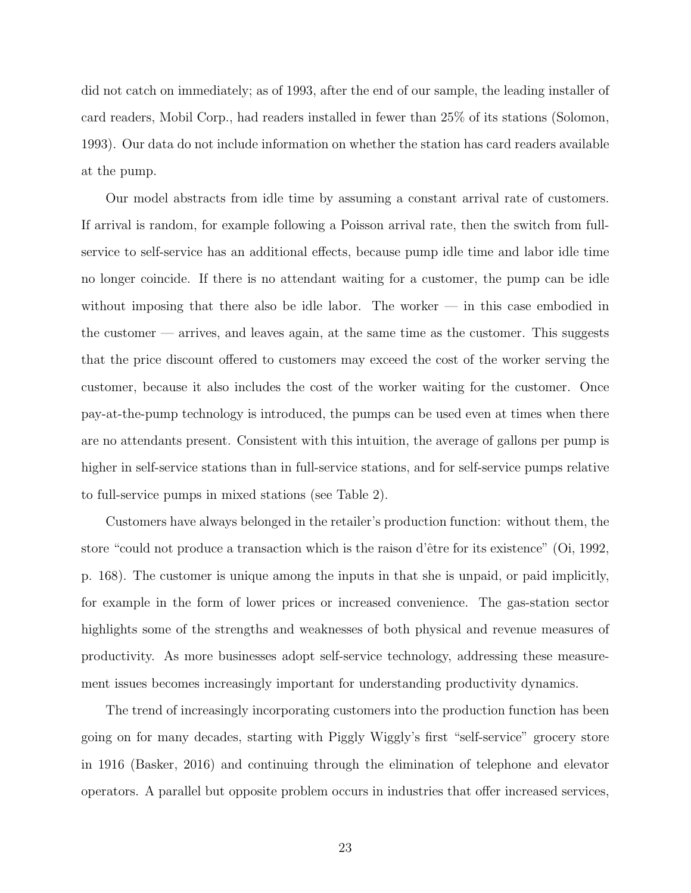did not catch on immediately; as of 1993, after the end of our sample, the leading installer of card readers, Mobil Corp., had readers installed in fewer than 25% of its stations (Solomon, 1993). Our data do not include information on whether the station has card readers available at the pump.

Our model abstracts from idle time by assuming a constant arrival rate of customers. If arrival is random, for example following a Poisson arrival rate, then the switch from full-service to self-service has an additional effects, because pump idle time and labor idle time no longer coincide. If there is no attendant waiting for a customer, the pump can be idle without imposing that there also be idle labor. The worker — in this case embodied in the customer — arrives, and leaves again, at the same time as the customer. This suggests that the price discount offered to customers may exceed the cost of the worker serving the customer, because it also includes the cost of the worker waiting for the customer. Once pay-at-the-pump technology is introduced, the pumps can be used even at times when there are no attendants present. Consistent with this intuition, the average of gallons per pump is higher in self-service stations than in full-service stations, and for self-service pumps relative to full-service pumps in mixed stations (see Table 2).

Customers have always belonged in the retailer's production function: without them, the store "could not produce a transaction which is the raison d'être for its existence" (Oi, 1992, p. 168). The customer is unique among the inputs in that she is unpaid, or paid implicitly, for example in the form of lower prices or increased convenience. The gas-station sector highlights some of the strengths and weaknesses of both physical and revenue measures of productivity. As more businesses adopt self-service technology, addressing these measurement issues becomes increasingly important for understanding productivity dynamics.

The trend of increasingly incorporating customers into the production function has been going on for many decades, starting with Piggly Wiggly's first "self-service" grocery store in 1916 (Basker, 2016) and continuing through the elimination of telephone and elevator operators. A parallel but opposite problem occurs in industries that offer increased services,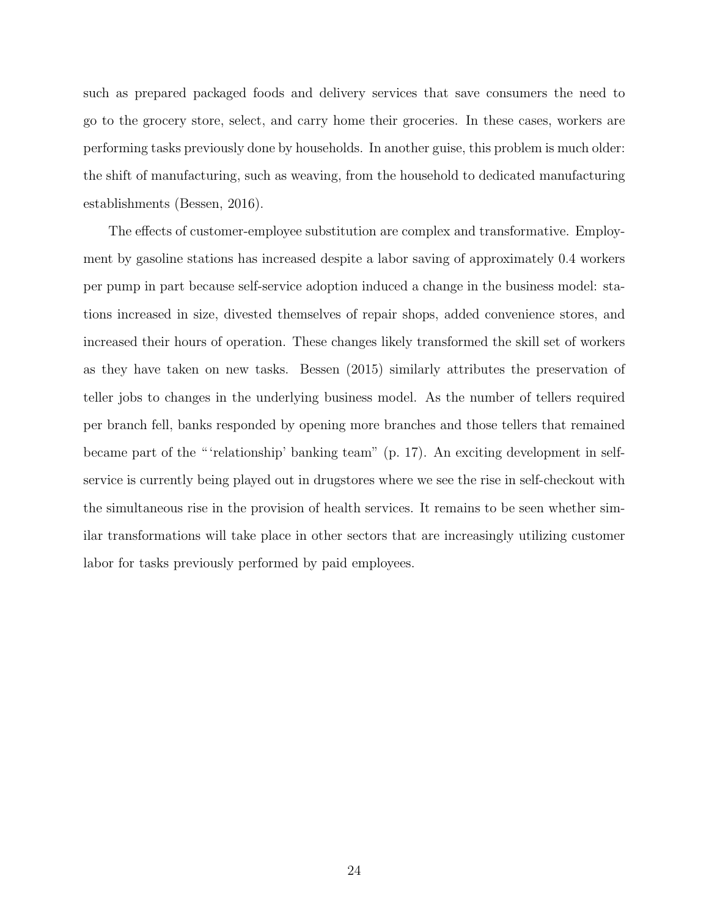such as prepared packaged foods and delivery services that save consumers the need to go to the grocery store, select, and carry home their groceries. In these cases, workers are performing tasks previously done by households. In another guise, this problem is much older: the shift of manufacturing, such as weaving, from the household to dedicated manufacturing establishments (Bessen, 2016).

The effects of customer-employee substitution are complex and transformative. Employment by gasoline stations has increased despite a labor saving of approximately 0.4 workers per pump in part because self-service adoption induced a change in the business model: stations increased in size, divested themselves of repair shops, added convenience stores, and increased their hours of operation. These changes likely transformed the skill set of workers as they have taken on new tasks. Bessen (2015) similarly attributes the preservation of teller jobs to changes in the underlying business model. As the number of tellers required per branch fell, banks responded by opening more branches and those tellers that remained became part of the "'relationship' banking team" (p. 17). An exciting development in self-service is currently being played out in drugstores where we see the rise in self-checkout with the simultaneous rise in the provision of health services. It remains to be seen whether similar transformations will take place in other sectors that are increasingly utilizing customer labor for tasks previously performed by paid employees.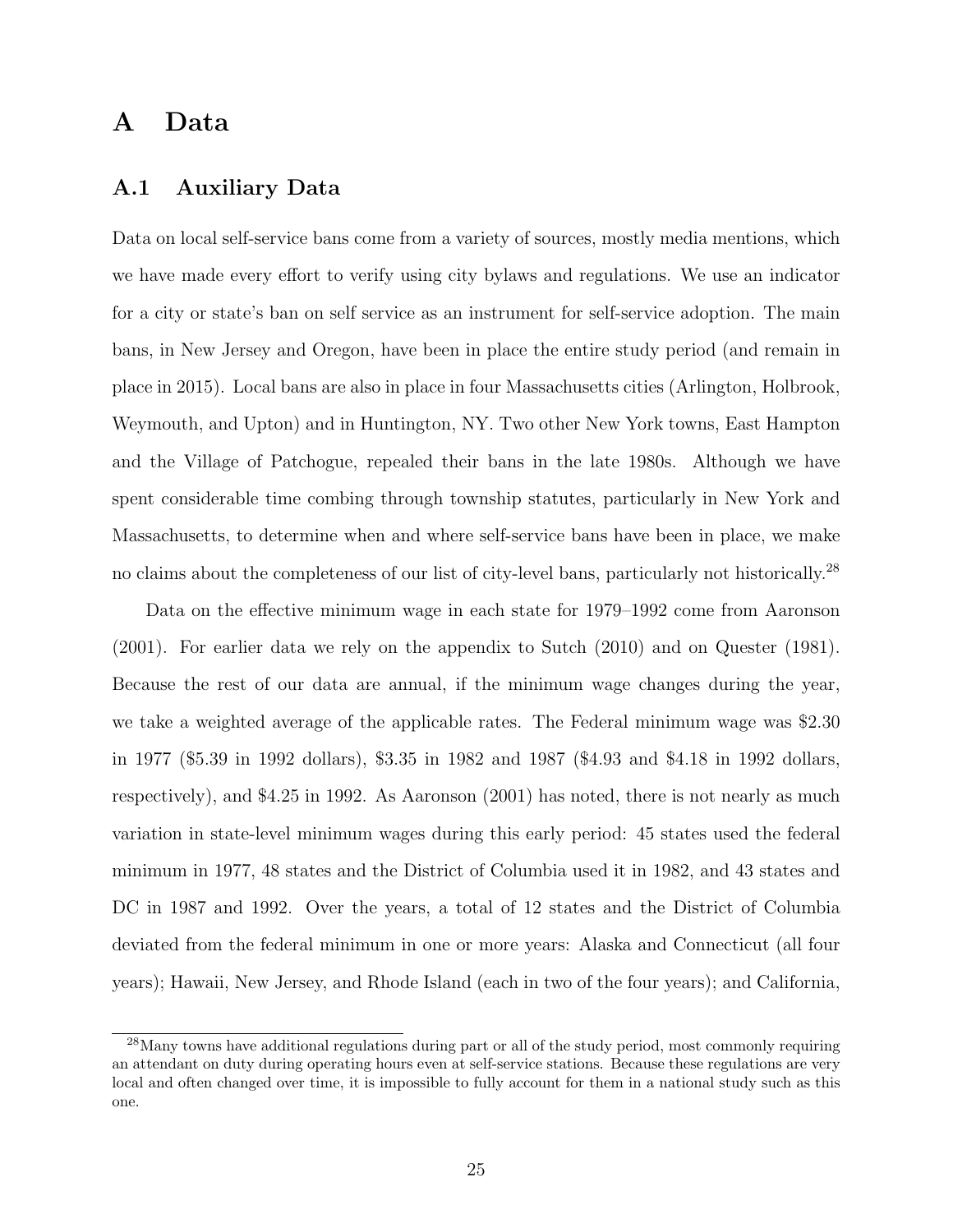# A Data

## A.1 Auxiliary Data

Data on local self-service bans come from a variety of sources, mostly media mentions, which we have made every effort to verify using city bylaws and regulations. We use an indicator for a city or state's ban on self service as an instrument for self-service adoption. The main bans, in New Jersey and Oregon, have been in place the entire study period (and remain in place in 2015). Local bans are also in place in four Massachusetts cities (Arlington, Holbrook, Weymouth, and Upton) and in Huntington, NY. Two other New York towns, East Hampton and the Village of Patchogue, repealed their bans in the late 1980s. Although we have spent considerable time combing through township statutes, particularly in New York and Massachusetts, to determine when and where self-service bans have been in place, we make no claims about the completeness of our list of city-level bans, particularly not historically.[28]

Data on the effective minimum wage in each state for 1979–1992 come from Aaronson (2001). For earlier data we rely on the appendix to Sutch (2010) and on Quester (1981). Because the rest of our data are annual, if the minimum wage changes during the year, we take a weighted average of the applicable rates. The Federal minimum wage was \$2.30 in 1977 (\$5.39 in 1992 dollars), \$3.35 in 1982 and 1987 (\$4.93 and \$4.18 in 1992 dollars, respectively), and \$4.25 in 1992. As Aaronson (2001) has noted, there is not nearly as much variation in state-level minimum wages during this early period: 45 states used the federal minimum in 1977, 48 states and the District of Columbia used it in 1982, and 43 states and DC in 1987 and 1992. Over the years, a total of 12 states and the District of Columbia deviated from the federal minimum in one or more years: Alaska and Connecticut (all four years); Hawaii, New Jersey, and Rhode Island (each in two of the four years); and California,

[28] Many towns have additional regulations during part or all of the study period, most commonly requiring an attendant on duty during operating hours even at self-service stations. Because these regulations are very local and often changed over time, it is impossible to fully account for them in a national study such as this one.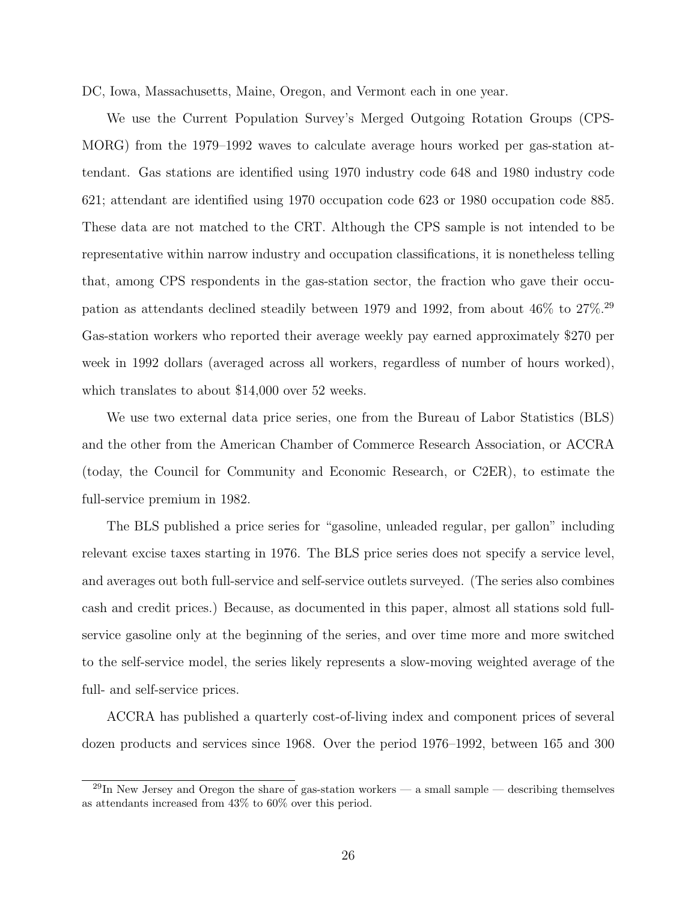DC, Iowa, Massachusetts, Maine, Oregon, and Vermont each in one year.

We use the Current Population Survey's Merged Outgoing Rotation Groups (CPS-MORG) from the 1979–1992 waves to calculate average hours worked per gas-station attendant. Gas stations are identified using 1970 industry code 648 and 1980 industry code 621; attendant are identified using 1970 occupation code 623 or 1980 occupation code 885. These data are not matched to the CRT. Although the CPS sample is not intended to be representative within narrow industry and occupation classifications, it is nonetheless telling that, among CPS respondents in the gas-station sector, the fraction who gave their occupation as attendants declined steadily between 1979 and 1992, from about 46% to 27%.[29] Gas-station workers who reported their average weekly pay earned approximately $270 per week in 1992 dollars (averaged across all workers, regardless of number of hours worked), which translates to about $14,000 over 52 weeks.

We use two external data price series, one from the Bureau of Labor Statistics (BLS) and the other from the American Chamber of Commerce Research Association, or ACCRA (today, the Council for Community and Economic Research, or C2ER), to estimate the full-service premium in 1982.

The BLS published a price series for "gasoline, unleaded regular, per gallon" including relevant excise taxes starting in 1976. The BLS price series does not specify a service level, and averages out both full-service and self-service outlets surveyed. (The series also combines cash and credit prices.) Because, as documented in this paper, almost all stations sold full-service gasoline only at the beginning of the series, and over time more and more switched to the self-service model, the series likely represents a slow-moving weighted average of the full- and self-service prices.

ACCRA has published a quarterly cost-of-living index and component prices of several dozen products and services since 1968. Over the period 1976–1992, between 165 and 300

[29] In New Jersey and Oregon the share of gas-station workers — a small sample — describing themselves as attendants increased from 43% to 60% over this period.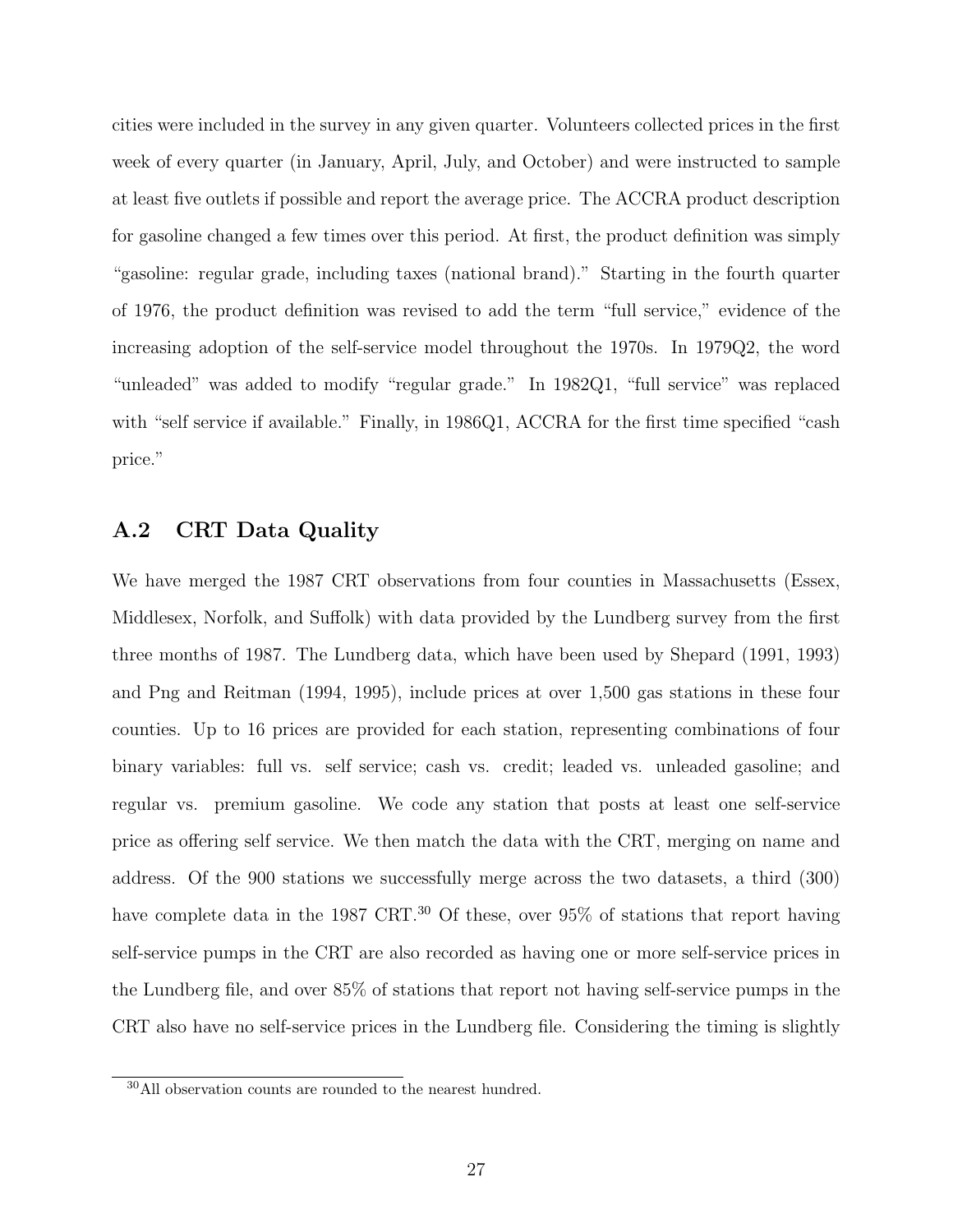cities were included in the survey in any given quarter. Volunteers collected prices in the first week of every quarter (in January, April, July, and October) and were instructed to sample at least five outlets if possible and report the average price. The ACCRA product description for gasoline changed a few times over this period. At first, the product definition was simply "gasoline: regular grade, including taxes (national brand)." Starting in the fourth quarter of 1976, the product definition was revised to add the term "full service," evidence of the increasing adoption of the self-service model throughout the 1970s. In 1979Q2, the word "unleaded" was added to modify "regular grade." In 1982Q1, "full service" was replaced with "self service if available." Finally, in 1986Q1, ACCRA for the first time specified "cash price."

## A.2 CRT Data Quality

We have merged the 1987 CRT observations from four counties in Massachusetts (Essex, Middlesex, Norfolk, and Suffolk) with data provided by the Lundberg survey from the first three months of 1987. The Lundberg data, which have been used by Shepard (1991, 1993) and Png and Reitman (1994, 1995), include prices at over 1,500 gas stations in these four counties. Up to 16 prices are provided for each station, representing combinations of four binary variables: full vs. self service; cash vs. credit; leaded vs. unleaded gasoline; and regular vs. premium gasoline. We code any station that posts at least one self-service price as offering self service. We then match the data with the CRT, merging on name and address. Of the 900 stations we successfully merge across the two datasets, a third (300) have complete data in the 1987 CRT.[30] Of these, over 95% of stations that report having self-service pumps in the CRT are also recorded as having one or more self-service prices in the Lundberg file, and over 85% of stations that report not having self-service pumps in the CRT also have no self-service prices in the Lundberg file. Considering the timing is slightly

[30] All observation counts are rounded to the nearest hundred.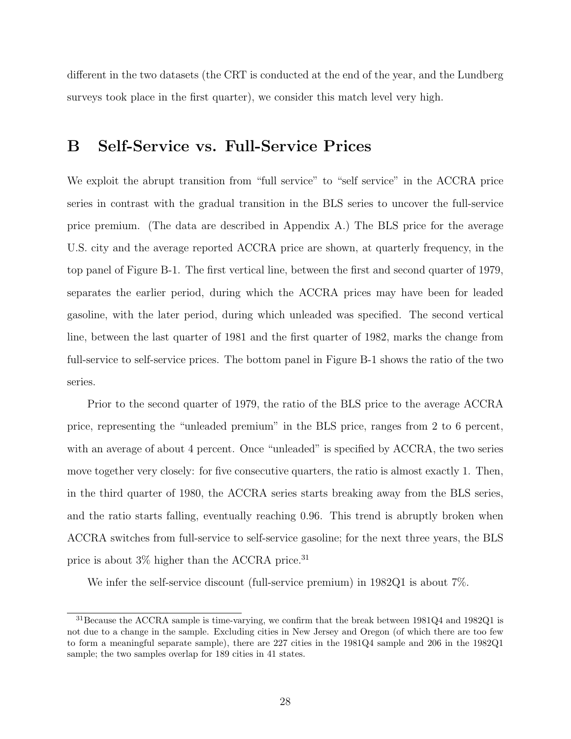different in the two datasets (the CRT is conducted at the end of the year, and the Lundberg surveys took place in the first quarter), we consider this match level very high.

# B Self-Service vs. Full-Service Prices

We exploit the abrupt transition from “full service” to “self service” in the ACCRA price series in contrast with the gradual transition in the BLS series to uncover the full-service price premium. (The data are described in Appendix A.) The BLS price for the average U.S. city and the average reported ACCRA price are shown, at quarterly frequency, in the top panel of Figure B-1. The first vertical line, between the first and second quarter of 1979, separates the earlier period, during which the ACCRA prices may have been for leaded gasoline, with the later period, during which unleaded was specified. The second vertical line, between the last quarter of 1981 and the first quarter of 1982, marks the change from full-service to self-service prices. The bottom panel in Figure B-1 shows the ratio of the two series.

Prior to the second quarter of 1979, the ratio of the BLS price to the average ACCRA price, representing the “unleaded premium” in the BLS price, ranges from 2 to 6 percent, with an average of about 4 percent. Once “unleaded” is specified by ACCRA, the two series move together very closely: for five consecutive quarters, the ratio is almost exactly 1. Then, in the third quarter of 1980, the ACCRA series starts breaking away from the BLS series, and the ratio starts falling, eventually reaching 0.96. This trend is abruptly broken when ACCRA switches from full-service to self-service gasoline; for the next three years, the BLS price is about 3% higher than the ACCRA price.[31]

We infer the self-service discount (full-service premium) in 1982Q1 is about 7%.

---

[31] Because the ACCRA sample is time-varying, we confirm that the break between 1981Q4 and 1982Q1 is not due to a change in the sample. Excluding cities in New Jersey and Oregon (of which there are too few to form a meaningful separate sample), there are 227 cities in the 1981Q4 sample and 206 in the 1982Q1 sample; the two samples overlap for 189 cities in 41 states.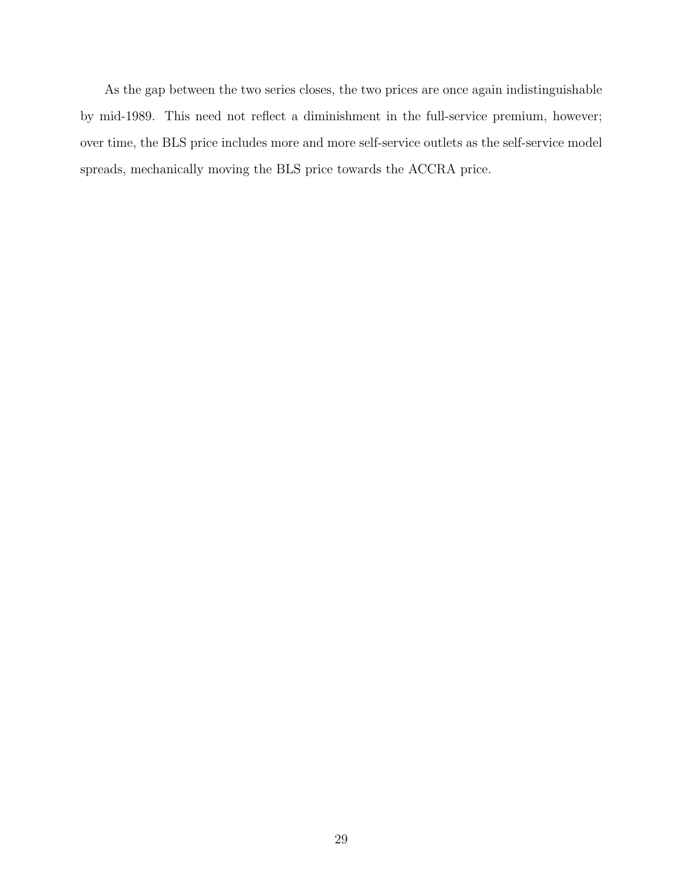As the gap between the two series closes, the two prices are once again indistinguishable by mid-1989. This need not reflect a diminishment in the full-service premium, however; over time, the BLS price includes more and more self-service outlets as the self-service model spreads, mechanically moving the BLS price towards the ACCRA price.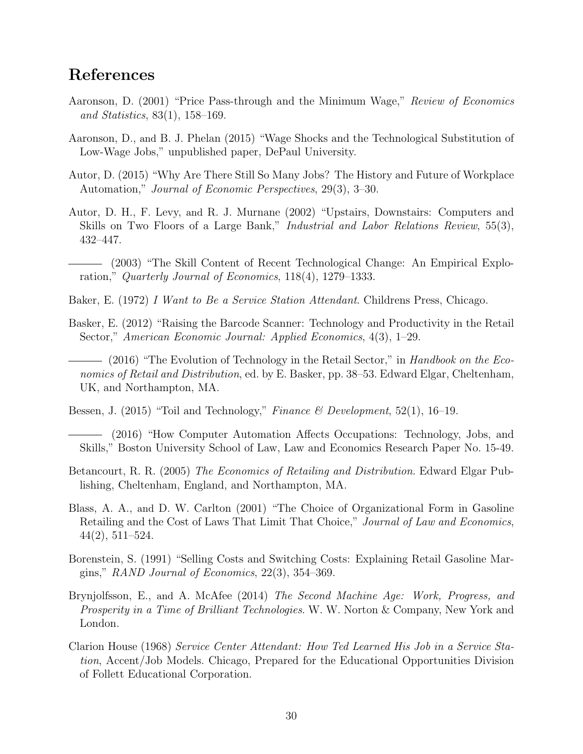## References

Aaronson, D. (2001) "Price Pass-through and the Minimum Wage," *Review of Economics and Statistics*, 83(1), 158–169.

Aaronson, D., and B. J. Phelan (2015) "Wage Shocks and the Technological Substitution of Low-Wage Jobs," unpublished paper, DePaul University.

Autor, D. (2015) "Why Are There Still So Many Jobs? The History and Future of Workplace Automation," *Journal of Economic Perspectives*, 29(3), 3–30.

Autor, D. H., F. Levy, and R. J. Murnane (2002) "Upstairs, Downstairs: Computers and Skills on Two Floors of a Large Bank," *Industrial and Labor Relations Review*, 55(3), 432–447.

——— (2003) "The Skill Content of Recent Technological Change: An Empirical Exploration," *Quarterly Journal of Economics*, 118(4), 1279–1333.

Baker, E. (1972) *I Want to Be a Service Station Attendant*. Childrens Press, Chicago.

Basker, E. (2012) "Raising the Barcode Scanner: Technology and Productivity in the Retail Sector," *American Economic Journal: Applied Economics*, 4(3), 1–29.

——— (2016) "The Evolution of Technology in the Retail Sector," in *Handbook on the Economics of Retail and Distribution*, ed. by E. Basker, pp. 38–53. Edward Elgar, Cheltenham, UK, and Northampton, MA.

Bessen, J. (2015) "Toil and Technology," *Finance & Development*, 52(1), 16–19.

——— (2016) "How Computer Automation Affects Occupations: Technology, Jobs, and Skills," Boston University School of Law, Law and Economics Research Paper No. 15-49.

Betancourt, R. R. (2005) *The Economics of Retailing and Distribution*. Edward Elgar Publishing, Cheltenham, England, and Northampton, MA.

Blass, A. A., and D. W. Carlton (2001) "The Choice of Organizational Form in Gasoline Retailing and the Cost of Laws That Limit That Choice," *Journal of Law and Economics*, 44(2), 511–524.

Borenstein, S. (1991) "Selling Costs and Switching Costs: Explaining Retail Gasoline Margins," *RAND Journal of Economics*, 22(3), 354–369.

Brynjolfsson, E., and A. McAfee (2014) *The Second Machine Age: Work, Progress, and Prosperity in a Time of Brilliant Technologies*. W. W. Norton & Company, New York and London.

Clarion House (1968) *Service Center Attendant: How Ted Learned His Job in a Service Station*, Accent/Job Models. Chicago, Prepared for the Educational Opportunities Division of Follett Educational Corporation.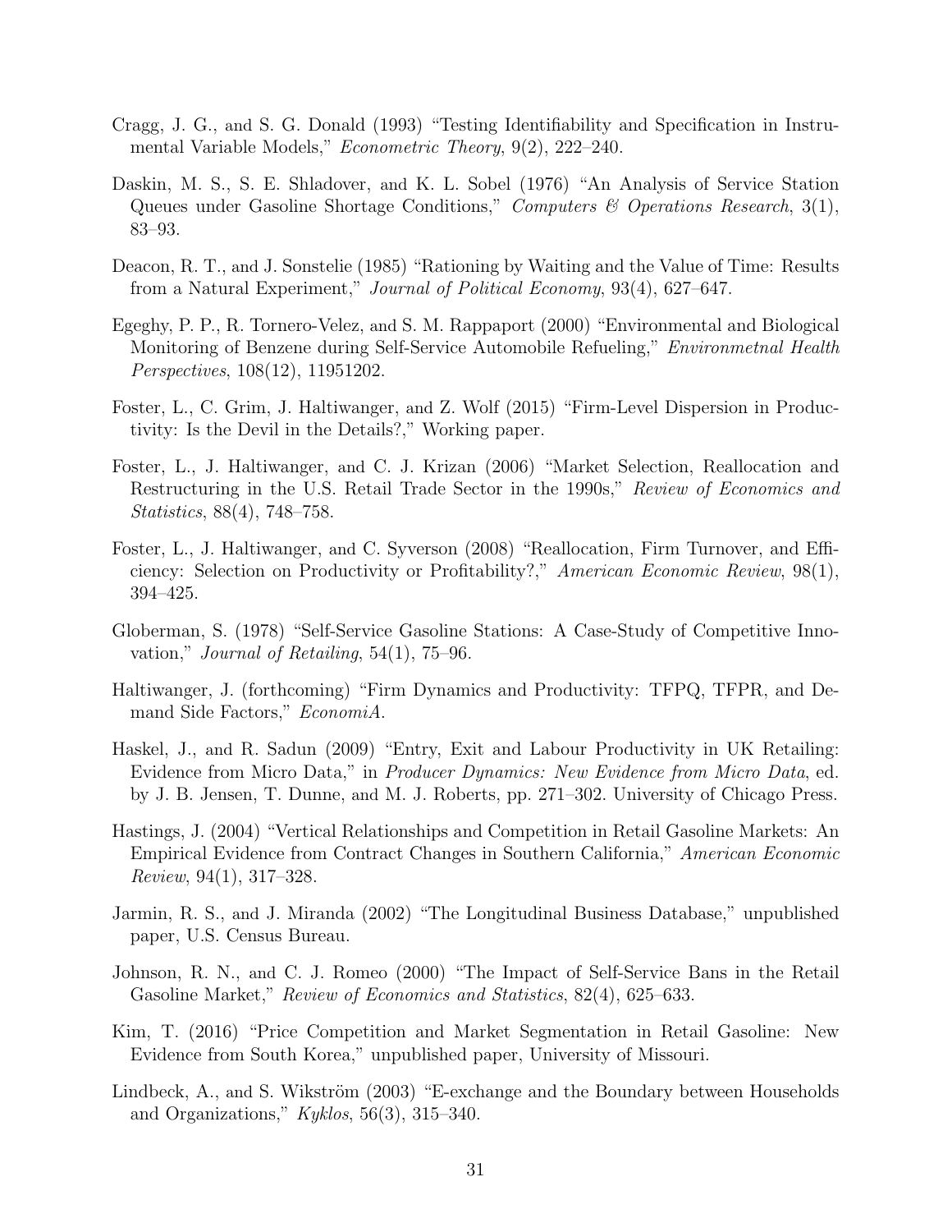Cragg, J. G., and S. G. Donald (1993) "Testing Identifiability and Specification in Instrumental Variable Models," *Econometric Theory*, 9(2), 222–240.

Daskin, M. S., S. E. Shladover, and K. L. Sobel (1976) "An Analysis of Service Station Queues under Gasoline Shortage Conditions," *Computers & Operations Research*, 3(1), 83–93.

Deacon, R. T., and J. Sonstelie (1985) "Rationing by Waiting and the Value of Time: Results from a Natural Experiment," *Journal of Political Economy*, 93(4), 627–647.

Egeghy, P. P., R. Tornero-Velez, and S. M. Rappaport (2000) "Environmental and Biological Monitoring of Benzene during Self-Service Automobile Refueling," *Environmetnal Health Perspectives*, 108(12), 11951202.

Foster, L., C. Grim, J. Haltiwanger, and Z. Wolf (2015) "Firm-Level Dispersion in Productivity: Is the Devil in the Details?," Working paper.

Foster, L., J. Haltiwanger, and C. J. Krizan (2006) "Market Selection, Reallocation and Restructuring in the U.S. Retail Trade Sector in the 1990s," *Review of Economics and Statistics*, 88(4), 748–758.

Foster, L., J. Haltiwanger, and C. Syverson (2008) "Reallocation, Firm Turnover, and Efficiency: Selection on Productivity or Profitability?," *American Economic Review*, 98(1), 394–425.

Globerman, S. (1978) "Self-Service Gasoline Stations: A Case-Study of Competitive Innovation," *Journal of Retailing*, 54(1), 75–96.

Haltiwanger, J. (forthcoming) "Firm Dynamics and Productivity: TFPQ, TFPR, and Demand Side Factors," *EconomiA*.

Haskel, J., and R. Sadun (2009) "Entry, Exit and Labour Productivity in UK Retailing: Evidence from Micro Data," in *Producer Dynamics: New Evidence from Micro Data*, ed. by J. B. Jensen, T. Dunne, and M. J. Roberts, pp. 271–302. University of Chicago Press.

Hastings, J. (2004) "Vertical Relationships and Competition in Retail Gasoline Markets: An Empirical Evidence from Contract Changes in Southern California," *American Economic Review*, 94(1), 317–328.

Jarmin, R. S., and J. Miranda (2002) "The Longitudinal Business Database," unpublished paper, U.S. Census Bureau.

Johnson, R. N., and C. J. Romeo (2000) "The Impact of Self-Service Bans in the Retail Gasoline Market," *Review of Economics and Statistics*, 82(4), 625–633.

Kim, T. (2016) "Price Competition and Market Segmentation in Retail Gasoline: New Evidence from South Korea," unpublished paper, University of Missouri.

Lindbeck, A., and S. Wikström (2003) "E-exchange and the Boundary between Households and Organizations," *Kyklos*, 56(3), 315–340.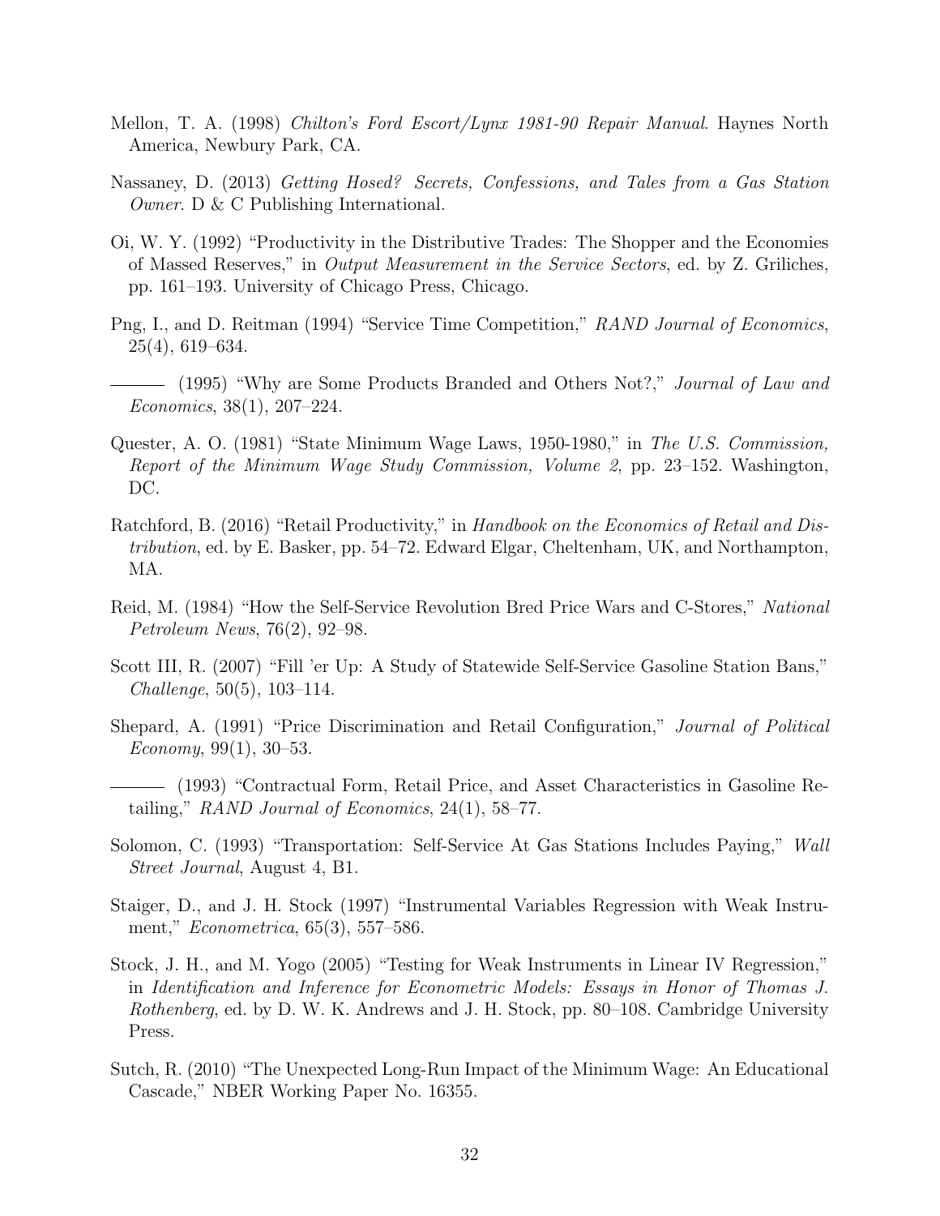Mellon, T. A. (1998) *Chilton's Ford Escort/Lynx 1981-90 Repair Manual*. Haynes North America, Newbury Park, CA.

Nassaney, D. (2013) *Getting Hosed? Secrets, Confessions, and Tales from a Gas Station Owner*. D & C Publishing International.

Oi, W. Y. (1992) "Productivity in the Distributive Trades: The Shopper and the Economies of Massed Reserves," in *Output Measurement in the Service Sectors*, ed. by Z. Griliches, pp. 161–193. University of Chicago Press, Chicago.

Png, I., and D. Reitman (1994) "Service Time Competition," *RAND Journal of Economics*, 25(4), 619–634.

——— (1995) "Why are Some Products Branded and Others Not?," *Journal of Law and Economics*, 38(1), 207–224.

Quester, A. O. (1981) "State Minimum Wage Laws, 1950-1980," in *The U.S. Commission, Report of the Minimum Wage Study Commission, Volume 2*, pp. 23–152. Washington, DC.

Ratchford, B. (2016) "Retail Productivity," in *Handbook on the Economics of Retail and Distribution*, ed. by E. Basker, pp. 54–72. Edward Elgar, Cheltenham, UK, and Northampton, MA.

Reid, M. (1984) "How the Self-Service Revolution Bred Price Wars and C-Stores," *National Petroleum News*, 76(2), 92–98.

Scott III, R. (2007) "Fill 'er Up: A Study of Statewide Self-Service Gasoline Station Bans," *Challenge*, 50(5), 103–114.

Shepard, A. (1991) "Price Discrimination and Retail Configuration," *Journal of Political Economy*, 99(1), 30–53.

——— (1993) "Contractual Form, Retail Price, and Asset Characteristics in Gasoline Retailing," *RAND Journal of Economics*, 24(1), 58–77.

Solomon, C. (1993) "Transportation: Self-Service At Gas Stations Includes Paying," *Wall Street Journal*, August 4, B1.

Staiger, D., and J. H. Stock (1997) "Instrumental Variables Regression with Weak Instrument," *Econometrica*, 65(3), 557–586.

Stock, J. H., and M. Yogo (2005) "Testing for Weak Instruments in Linear IV Regression," in *Identification and Inference for Econometric Models: Essays in Honor of Thomas J. Rothenberg*, ed. by D. W. K. Andrews and J. H. Stock, pp. 80–108. Cambridge University Press.

Sutch, R. (2010) "The Unexpected Long-Run Impact of the Minimum Wage: An Educational Cascade," NBER Working Paper No. 16355.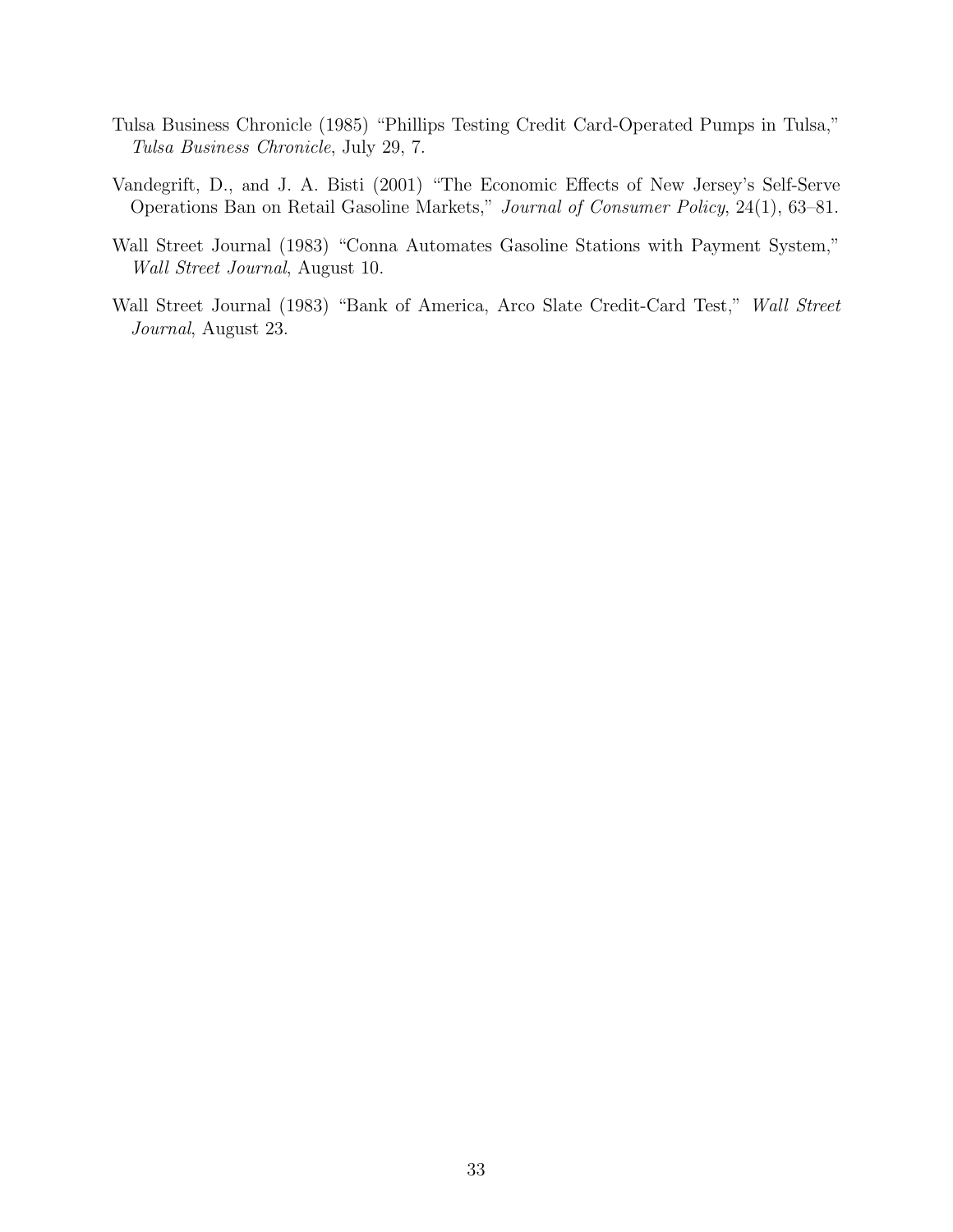Tulsa Business Chronicle (1985) "Phillips Testing Credit Card-Operated Pumps in Tulsa," *Tulsa Business Chronicle*, July 29, 7.

Vandegrift, D., and J. A. Bisti (2001) "The Economic Effects of New Jersey's Self-Serve Operations Ban on Retail Gasoline Markets," *Journal of Consumer Policy*, 24(1), 63–81.

Wall Street Journal (1983) "Conna Automates Gasoline Stations with Payment System," *Wall Street Journal*, August 10.

Wall Street Journal (1983) "Bank of America, Arco Slate Credit-Card Test," *Wall Street Journal*, August 23.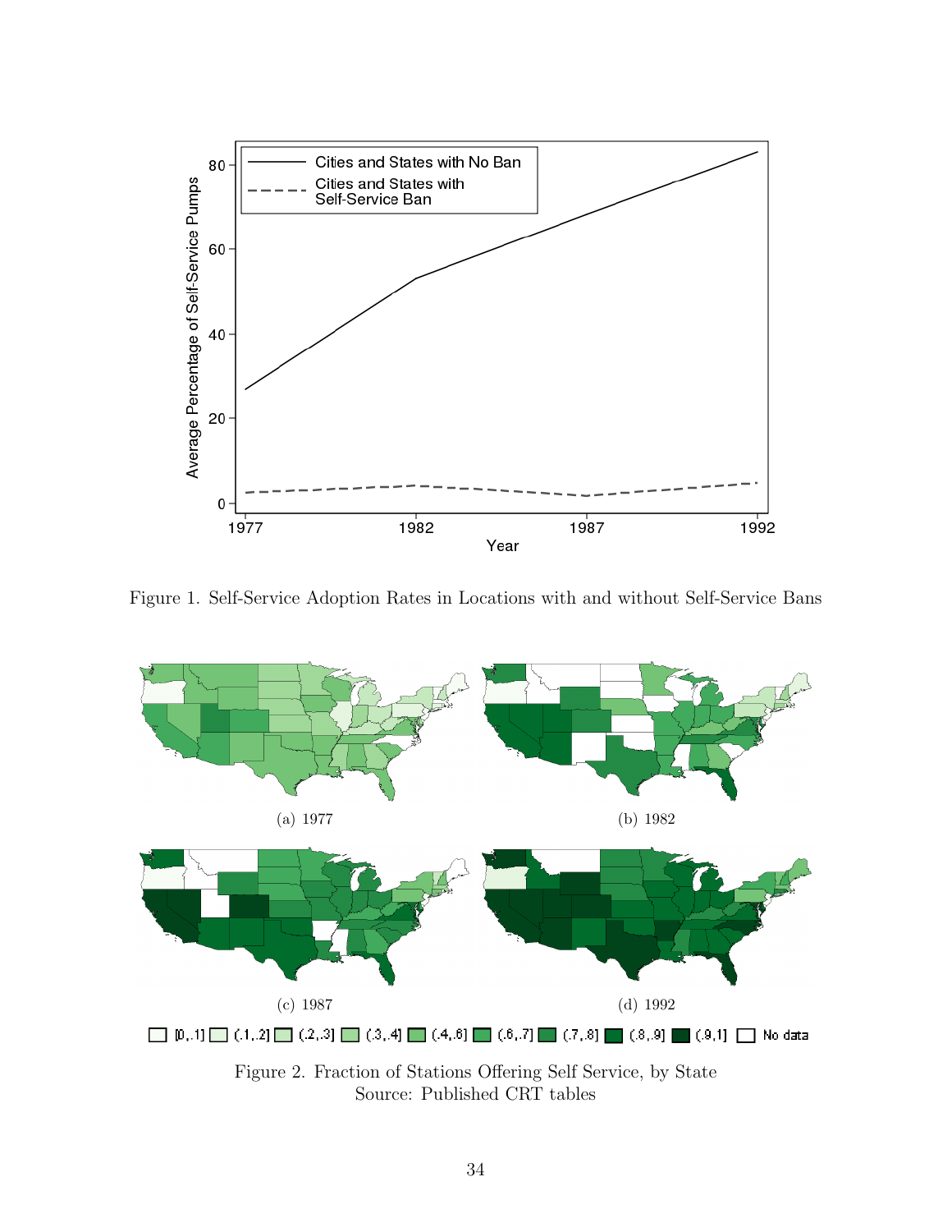Figure 1. Self-Service Adoption Rates in Locations with and without Self-Service Bans

Figure 2. Fraction of Stations Offering Self Service, by State
Source: Published CRT tables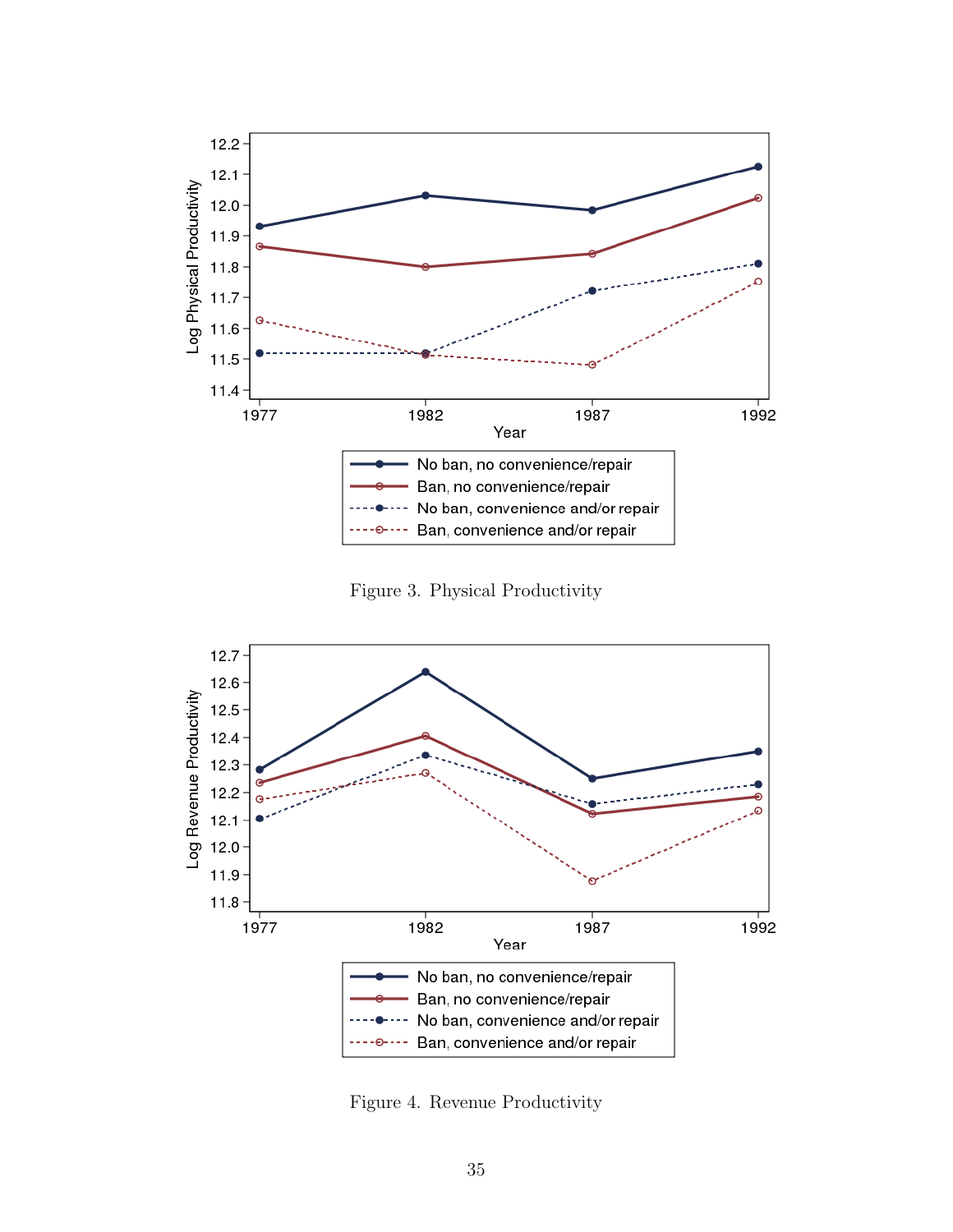Figure 3. Physical Productivity

Figure 4. Revenue Productivity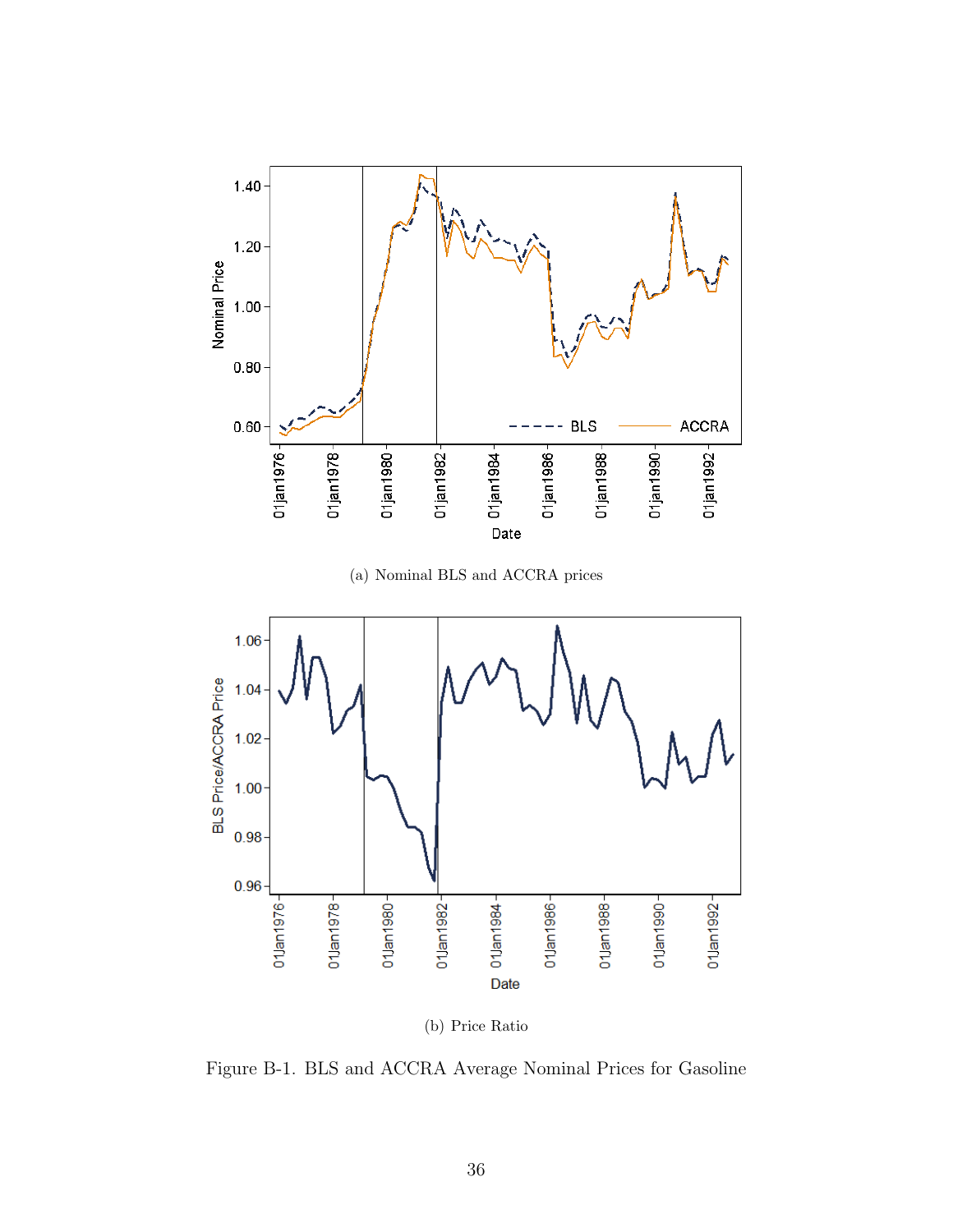(a) Nominal BLS and ACCRA prices

(b) Price Ratio

Figure B-1. BLS and ACCRA Average Nominal Prices for Gasoline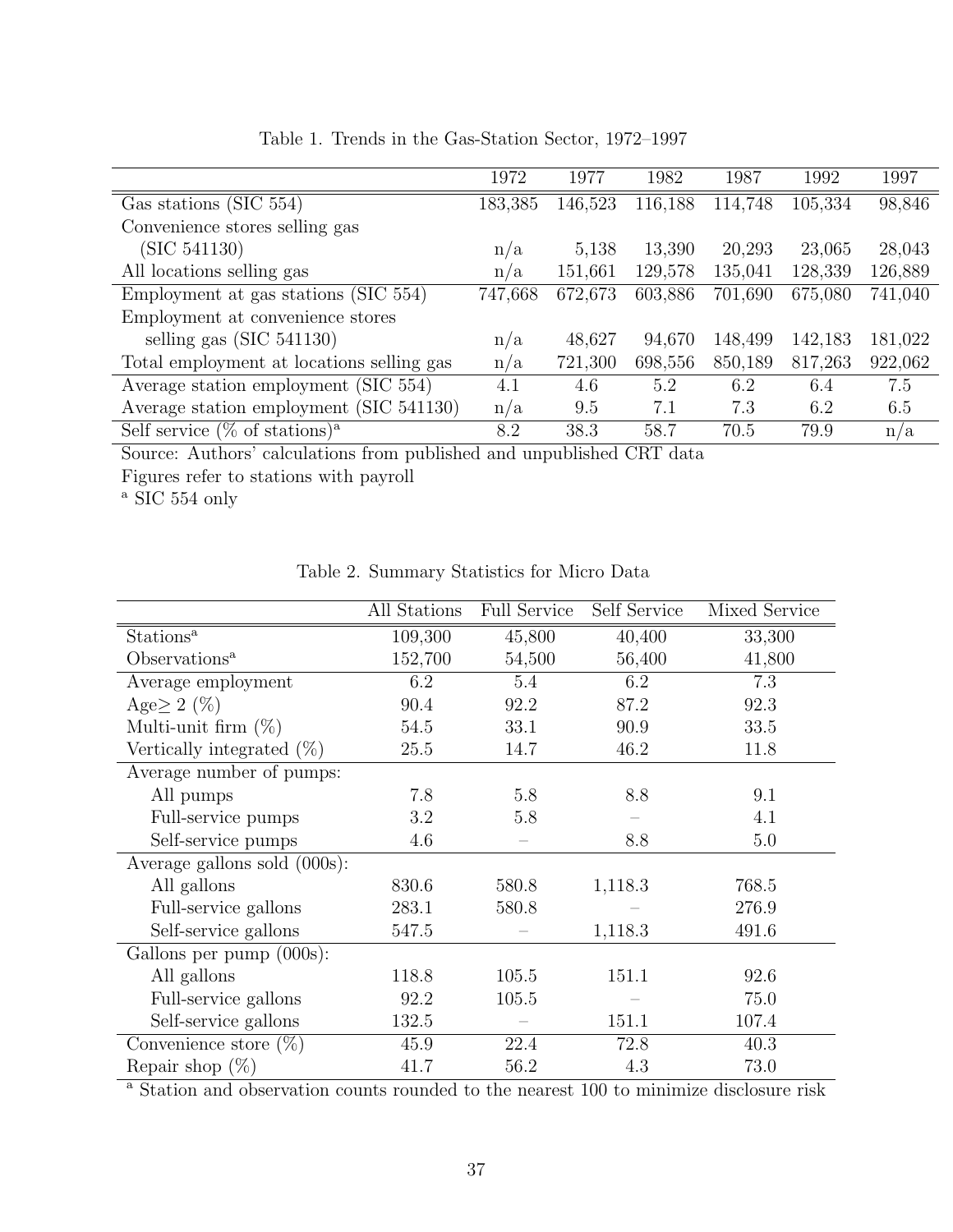Table 1. Trends in the Gas-Station Sector, 1972–1997

| | 1972 | 1977 | 1982 | 1987 | 1992 | 1997 |
|---|---|---|---|---|---|---|
| Gas stations (SIC 554) | 183,385 | 146,523 | 116,188 | 114,748 | 105,334 | 98,846 |
| Convenience stores selling gas (SIC 541130) | n/a | 5,138 | 13,390 | 20,293 | 23,065 | 28,043 |
| All locations selling gas | n/a | 151,661 | 129,578 | 135,041 | 128,339 | 126,889 |
| Employment at gas stations (SIC 554) | 747,668 | 672,673 | 603,886 | 701,690 | 675,080 | 741,040 |
| Employment at convenience stores selling gas (SIC 541130) | n/a | 48,627 | 94,670 | 148,499 | 142,183 | 181,022 |
| Total employment at locations selling gas | n/a | 721,300 | 698,556 | 850,189 | 817,263 | 922,062 |
| Average station employment (SIC 554) | 4.1 | 4.6 | 5.2 | 6.2 | 6.4 | 7.5 |
| Average station employment (SIC 541130) | n/a | 9.5 | 7.1 | 7.3 | 6.2 | 6.5 |
| Self service (% of stations)[a] | 8.2 | 38.3 | 58.7 | 70.5 | 79.9 | n/a |

Source: Authors' calculations from published and unpublished CRT data

Figures refer to stations with payroll

[a] SIC 554 only

Table 2. Summary Statistics for Micro Data

| | All Stations | Full Service | Self Service | Mixed Service |
|---|---|---|---|---|
| Stations[a] | 109,300 | 45,800 | 40,400 | 33,300 |
| Observations[a] | 152,700 | 54,500 | 56,400 | 41,800 |
| Average employment | 6.2 | 5.4 | 6.2 | 7.3 |
| Age$\geq$ 2 (%) | 90.4 | 92.2 | 87.2 | 92.3 |
| Multi-unit firm (%) | 54.5 | 33.1 | 90.9 | 33.5 |
| Vertically integrated (%) | 25.5 | 14.7 | 46.2 | 11.8 |
| Average number of pumps: | | | | |
| All pumps | 7.8 | 5.8 | 8.8 | 9.1 |
| Full-service pumps | 3.2 | 5.8 | – | 4.1 |
| Self-service pumps | 4.6 | – | 8.8 | 5.0 |
| Average gallons sold (000s): | | | | |
| All gallons | 830.6 | 580.8 | 1,118.3 | 768.5 |
| Full-service gallons | 283.1 | 580.8 | – | 276.9 |
| Self-service gallons | 547.5 | – | 1,118.3 | 491.6 |
| Gallons per pump (000s): | | | | |
| All gallons | 118.8 | 105.5 | 151.1 | 92.6 |
| Full-service gallons | 92.2 | 105.5 | – | 75.0 |
| Self-service gallons | 132.5 | – | 151.1 | 107.4 |
| Convenience store (%) | 45.9 | 22.4 | 72.8 | 40.3 |
| Repair shop (%) | 41.7 | 56.2 | 4.3 | 73.0 |

[a] Station and observation counts rounded to the nearest 100 to minimize disclosure risk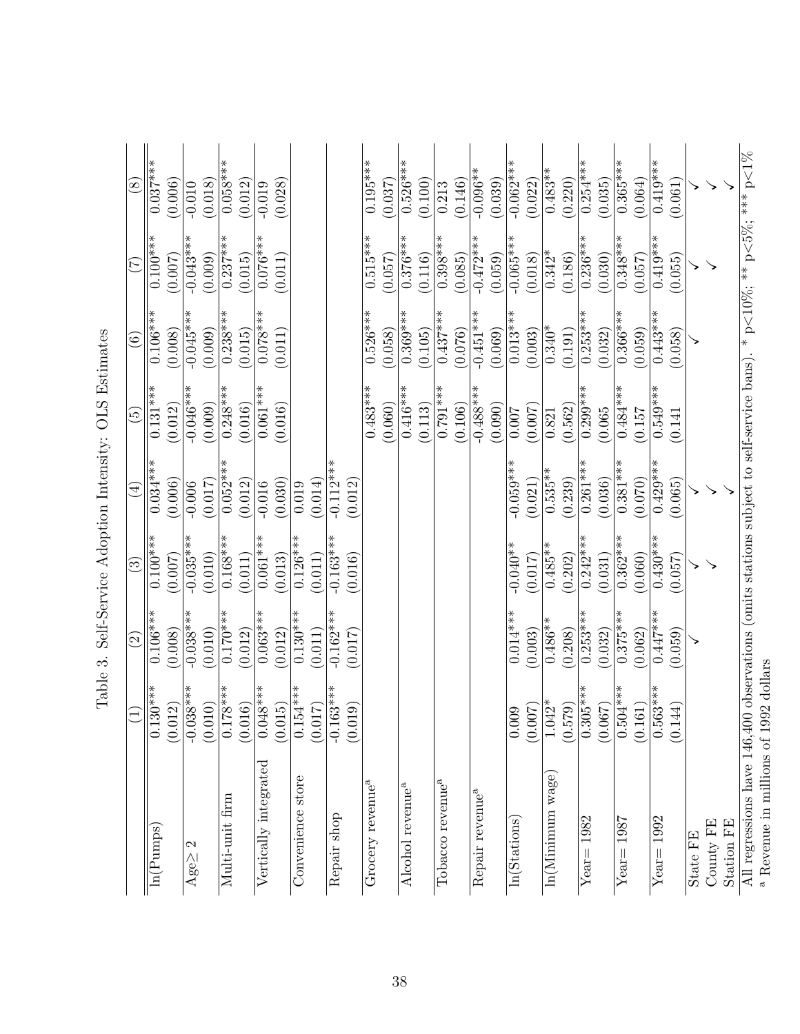Table 3. Self-Service Adoption Intensity: OLS Estimates

| | (1) | (2) | (3) | (4) | (5) | (6) | (7) | (8) |
|---|---|---|---|---|---|---|---|---|
| ln(Pumps) | 0.130*** | 0.106*** | 0.100*** | 0.034*** | 0.131*** | 0.106*** | 0.100*** | 0.037*** |
| | (0.012) | (0.008) | (0.007) | (0.006) | (0.012) | (0.008) | (0.007) | (0.006) |
| Age≥ 2 | -0.038*** | -0.038*** | -0.035*** | -0.006 | -0.046*** | -0.045*** | -0.043*** | -0.010 |
| | (0.010) | (0.010) | (0.010) | (0.017) | (0.009) | (0.009) | (0.009) | (0.018) |
| Multi-unit firm | 0.178*** | 0.170*** | 0.168*** | 0.052*** | 0.248*** | 0.238*** | 0.237*** | 0.058*** |
| | (0.016) | (0.012) | (0.011) | (0.012) | (0.016) | (0.015) | (0.015) | (0.012) |
| Vertically integrated | 0.048*** | 0.063*** | 0.061*** | -0.016 | 0.061*** | 0.078*** | 0.076*** | -0.019 |
| | (0.015) | (0.012) | (0.013) | (0.030) | (0.016) | (0.011) | (0.011) | (0.028) |
| Convenience store | 0.154*** | 0.130*** | 0.126*** | 0.019 | | | | |
| | (0.017) | (0.011) | (0.011) | (0.014) | | | | |
| Repair shop | -0.163*** | -0.162*** | -0.163*** | -0.112*** | | | | |
| | (0.019) | (0.017) | (0.016) | (0.012) | | | | |
| Grocery revenue[a] | | | | | 0.483*** | 0.526*** | 0.515*** | 0.195*** |
| | | | | | (0.060) | (0.058) | (0.057) | (0.037) |
| Alcohol revenue[a] | | | | | 0.416*** | 0.369*** | 0.376*** | 0.526*** |
| | | | | | (0.113) | (0.105) | (0.116) | (0.100) |
| Tobacco revenue[a] | | | | | 0.791*** | 0.437*** | 0.398*** | 0.213 |
| | | | | | (0.106) | (0.076) | (0.085) | (0.146) |
| Repair revenue[a] | | | | | -0.488*** | -0.451*** | -0.472*** | -0.096** |
| | | | | | (0.090) | (0.069) | (0.059) | (0.039) |
| ln(Stations) | 0.009 | 0.014*** | -0.040** | -0.059*** | 0.007 | 0.013*** | -0.065*** | -0.062*** |
| | (0.007) | (0.003) | (0.017) | (0.021) | (0.007) | (0.003) | (0.018) | (0.022) |
| ln(Minimum wage) | 1.042* | 0.486** | 0.485** | 0.535** | 0.821 | 0.340* | 0.342* | 0.483** |
| | (0.579) | (0.208) | (0.202) | (0.239) | (0.562) | (0.191) | (0.186) | (0.220) |
| Year= 1982 | 0.305*** | 0.253*** | 0.242*** | 0.261*** | 0.299*** | 0.253*** | 0.236*** | 0.254*** |
| | (0.067) | (0.032) | (0.031) | (0.036) | (0.065 | (0.032) | (0.030) | (0.035) |
| Year= 1987 | 0.504*** | 0.375*** | 0.362*** | 0.381*** | 0.484*** | 0.366*** | 0.348*** | 0.365*** |
| | (0.161) | (0.062) | (0.060) | (0.070) | (0.157 | (0.059) | (0.057) | (0.064) |
| Year= 1992 | 0.563*** | 0.447*** | 0.430*** | 0.429*** | 0.549*** | 0.443*** | 0.419*** | 0.419*** |
| | (0.144) | (0.059) | (0.057) | (0.065) | (0.141 | (0.058) | (0.055) | (0.061) |
| State FE | | ✓ | ✓ | ✓ | | ✓ | ✓ | ✓ |
| County FE | | | ✓ | ✓ | | | ✓ | ✓ |
| Station FE | | | | ✓ | | | | ✓ |

All regressions have 146,400 observations (omits stations subject to self-service bans). * p<10%; ** p<5%; *** p<1%

[a] Revenue in millions of 1992 dollars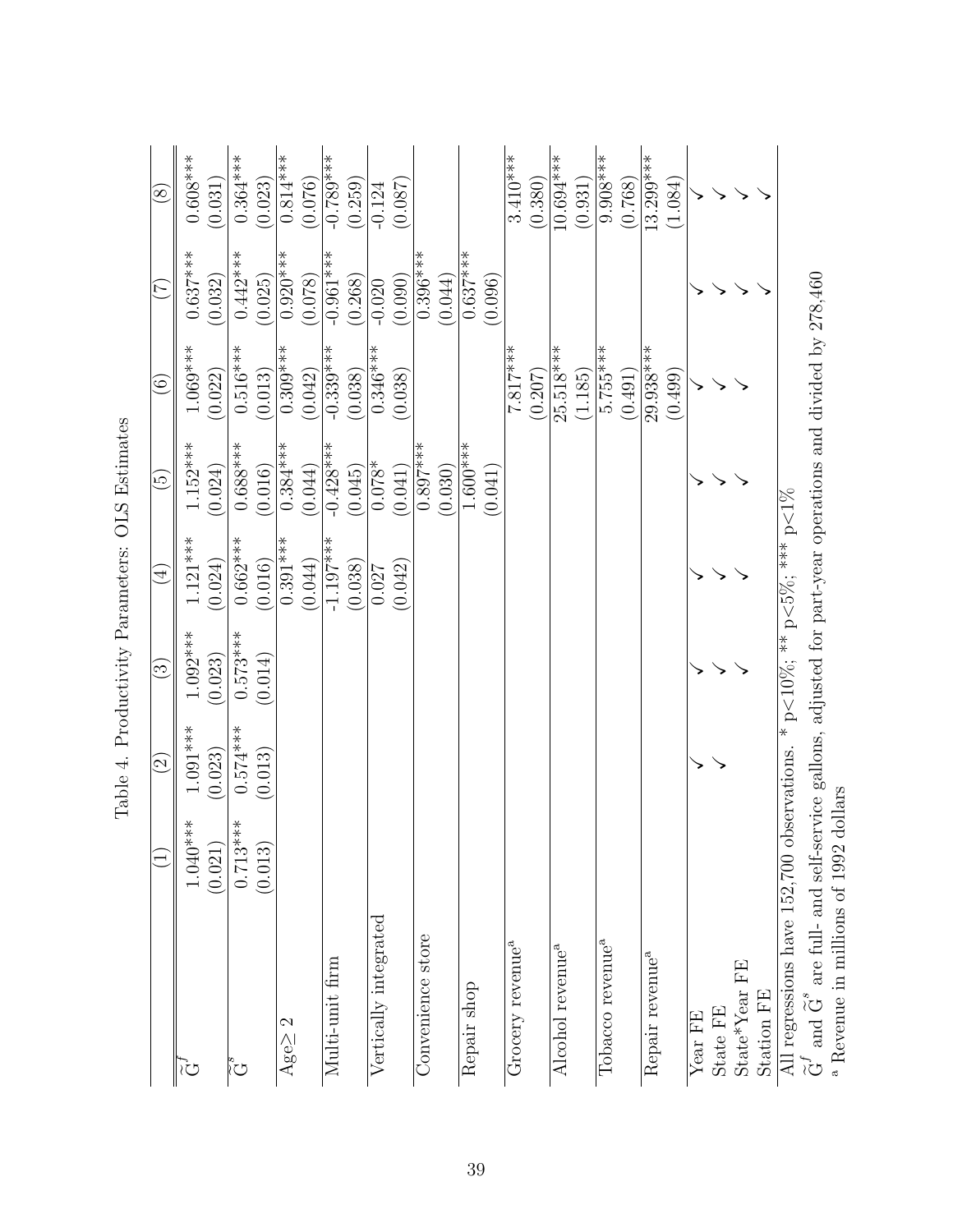Table 4. Productivity Parameters: OLS Estimates

| | (1) | (2) | (3) | (4) | (5) | (6) | (7) | (8) |
|---|---|---|---|---|---|---|---|---|
| $\widetilde{G}^f$ | 1.040*** | 1.091*** | 1.092*** | 1.121*** | 1.152*** | 1.069*** | 0.637*** | 0.608*** |
| | (0.021) | (0.023) | (0.023) | (0.024) | (0.024) | (0.022) | (0.032) | (0.031) |
| $\widetilde{G}^s$ | 0.713*** | 0.574*** | 0.573*** | 0.662*** | 0.688*** | 0.516*** | 0.442*** | 0.364*** |
| | (0.013) | (0.013) | (0.014) | (0.016) | (0.016) | (0.013) | (0.025) | (0.023) |
| Age≥ 2 | | | | 0.391*** | 0.384*** | 0.309*** | 0.920*** | 0.814*** |
| | | | | (0.044) | (0.044) | (0.042) | (0.078) | (0.076) |
| Multi-unit firm | | | | -1.197*** | -0.428*** | -0.339*** | -0.961*** | -0.789*** |
| | | | | (0.038) | (0.045) | (0.038) | (0.268) | (0.259) |
| Vertically integrated | | | | 0.027 | 0.078* | 0.346*** | -0.020 | -0.124 |
| | | | | (0.042) | (0.041) | (0.038) | (0.090) | (0.087) |
| Convenience store | | | | | 0.897*** | | 0.396*** | |
| | | | | | (0.030) | | (0.044) | |
| Repair shop | | | | | 1.600*** | | 0.637*** | |
| | | | | | (0.041) | | (0.096) | |
| Grocery revenue[a] | | | | | | 7.817*** | | 3.410*** |
| | | | | | | (0.207) | | (0.380) |
| Alcohol revenue[a] | | | | | | 25.518*** | | 10.694*** |
| | | | | | | (1.185) | | (0.931) |
| Tobacco revenue[a] | | | | | | 5.755*** | | 9.908*** |
| | | | | | | (0.491) | | (0.768) |
| Repair revenue[a] | | | | | | 29.938*** | | 13.299*** |
| | | | | | | (0.499) | | (1.084) |
| Year FE | | ✓ | ✓ | ✓ | ✓ | ✓ | ✓ | ✓ |
| State FE | | ✓ | ✓ | ✓ | ✓ | ✓ | ✓ | ✓ |
| State*Year FE | | | ✓ | ✓ | ✓ | ✓ | ✓ | ✓ |
| Station FE | | | | | | | ✓ | ✓ |

All regressions have 152,700 observations. * p<10%; ** p<5%; *** p<1%

$\widetilde{G}^f$ and $\widetilde{G}^s$ are full- and self-service gallons, adjusted for part-year operations and divided by 278,460

[a] Revenue in millions of 1992 dollars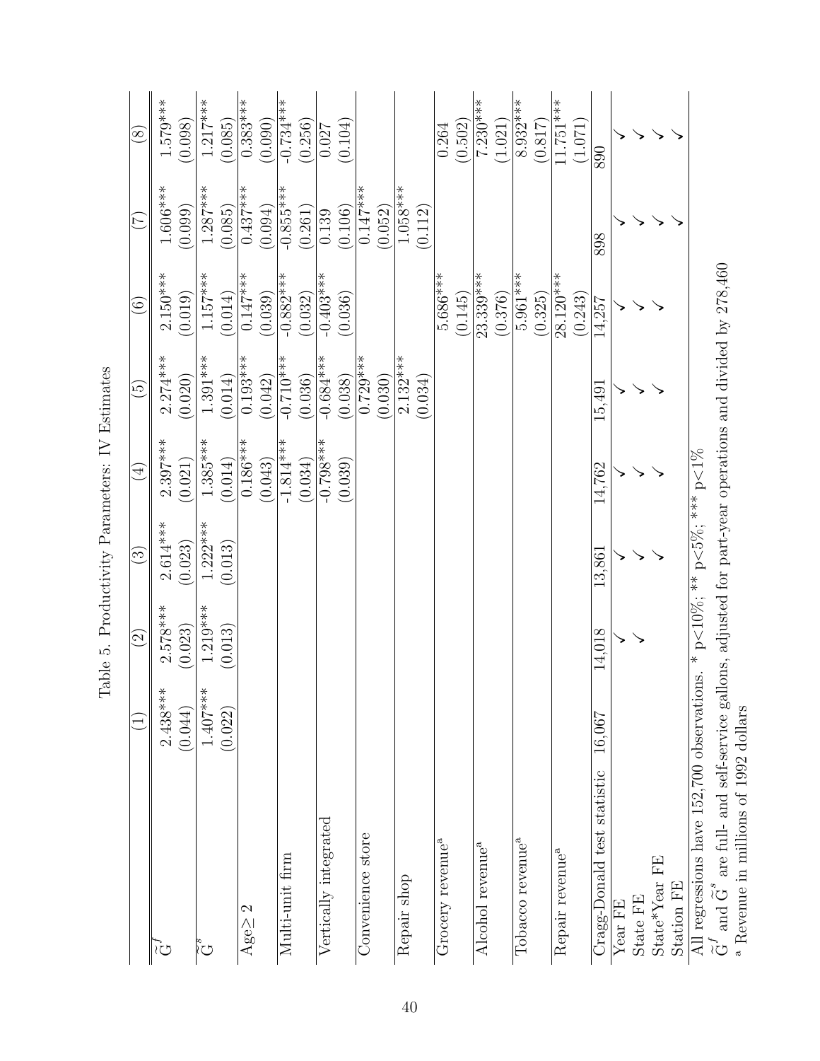Table 5. Productivity Parameters: IV Estimates

| | (1) | (2) | (3) | (4) | (5) | (6) | (7) | (8) |
|---|---|---|---|---|---|---|---|---|
| $\widetilde{G}^f$ | 2.438*** | 2.578*** | 2.614*** | 2.397*** | 2.274*** | 2.150*** | 1.606*** | 1.579*** |
| | (0.044) | (0.023) | (0.023) | (0.021) | (0.020) | (0.019) | (0.099) | (0.098) |
| $\widetilde{G}^s$ | 1.407*** | 1.219*** | 1.222*** | 1.385*** | 1.391*** | 1.157*** | 1.287*** | 1.217*** |
| | (0.022) | (0.013) | (0.013) | (0.014) | (0.014) | (0.014) | (0.085) | (0.085) |
| Age$\geq 2$ | | | | 0.186*** | 0.193*** | 0.147*** | 0.437*** | 0.383*** |
| | | | | (0.043) | (0.042) | (0.039) | (0.094) | (0.090) |
| Multi-unit firm | | | | -1.814*** | -0.710*** | -0.882*** | -0.855*** | -0.734*** |
| | | | | (0.034) | (0.036) | (0.032) | (0.261) | (0.256) |
| Vertically integrated | | | | -0.798*** | -0.684*** | -0.403*** | 0.139 | 0.027 |
| | | | | (0.039) | (0.038) | (0.036) | (0.106) | (0.104) |
| Convenience store | | | | | 0.729*** | | 0.147*** | |
| | | | | | (0.030) | | (0.052) | |
| Repair shop | | | | | 2.132*** | | 1.058*** | |
| | | | | | (0.034) | | (0.112) | |
| Grocery revenue[a] | | | | | | 5.686*** | | 0.264 |
| | | | | | | (0.145) | | (0.502) |
| Alcohol revenue[a] | | | | | | 23.339*** | | 7.230*** |
| | | | | | | (0.376) | | (1.021) |
| Tobacco revenue[a] | | | | | | 5.961*** | | 8.932*** |
| | | | | | | (0.325) | | (0.817) |
| Repair revenue[a] | | | | | | 28.120*** | | 11.751*** |
| | | | | | | (0.243) | | (1.071) |
| Cragg-Donald test statistic | 16,067 | 14,018 | 13,861 | 14,762 | 15,491 | 14,257 | 898 | 890 |
| Year FE | | ✓ | ✓ | ✓ | ✓ | ✓ | ✓ | ✓ |
| State FE | | ✓ | ✓ | ✓ | ✓ | ✓ | ✓ | ✓ |
| State*Year FE | | | ✓ | ✓ | ✓ | ✓ | ✓ | ✓ |
| Station FE | | | | | | | ✓ | ✓ |

All regressions have 152,700 observations. * p<10%; ** p<5%; *** p<1%

$\widetilde{G}^f$ and $\widetilde{G}^s$ are full- and self-service gallons, adjusted for part-year operations and divided by 278,460

[a] Revenue in millions of 1992 dollars